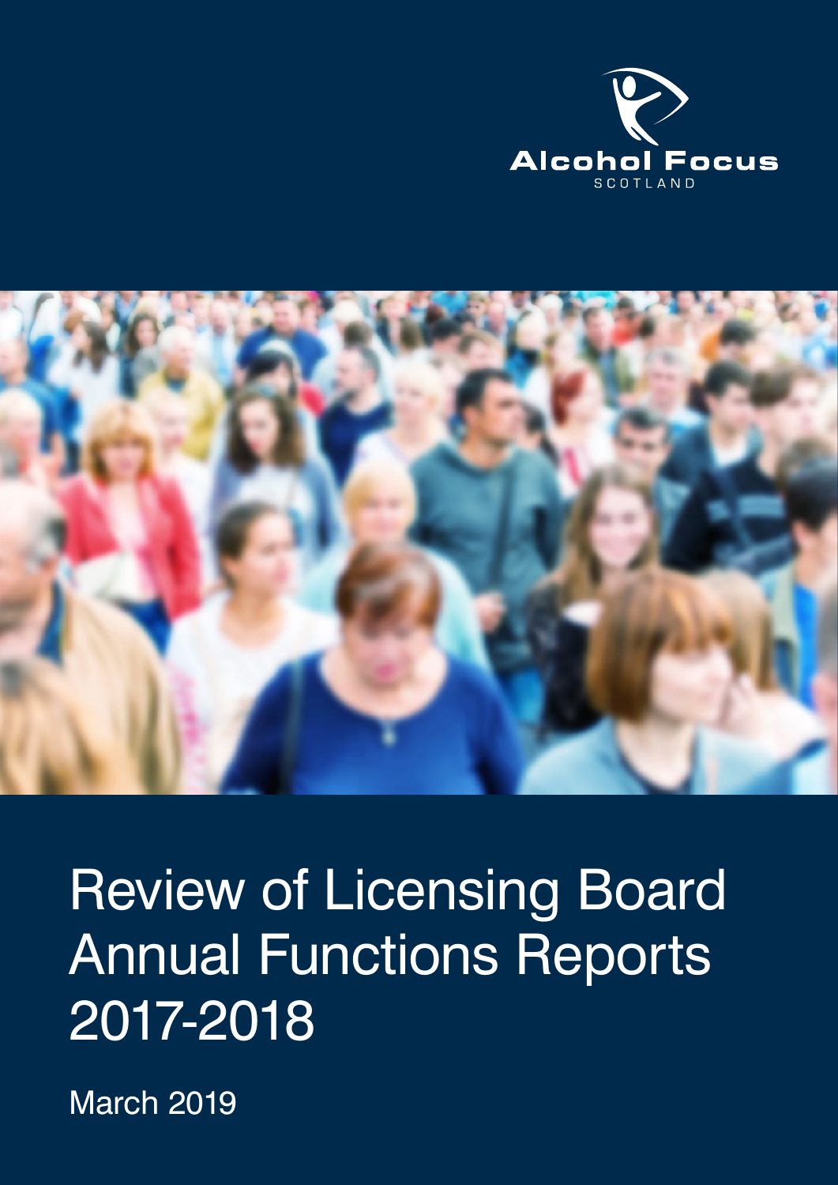Alcohol Focus

SCOTLAND

# Review of Licensing Board Annual Functions Reports 2017-2018

March 2019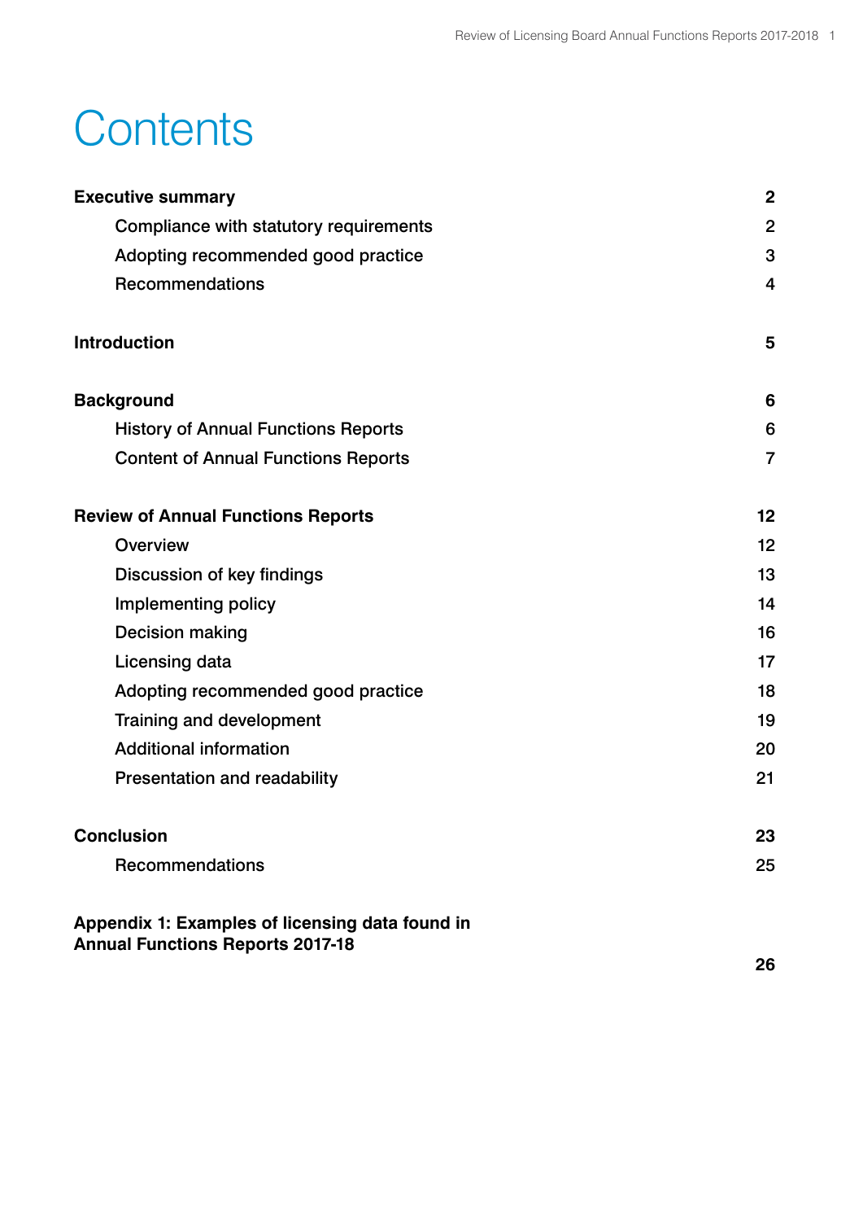# Contents

| | |
|---|---|
| **Executive summary** | **2** |
| Compliance with statutory requirements | 2 |
| Adopting recommended good practice | 3 |
| Recommendations | 4 |
| **Introduction** | **5** |
| **Background** | **6** |
| History of Annual Functions Reports | 6 |
| Content of Annual Functions Reports | 7 |
| **Review of Annual Functions Reports** | **12** |
| Overview | 12 |
| Discussion of key findings | 13 |
| Implementing policy | 14 |
| Decision making | 16 |
| Licensing data | 17 |
| Adopting recommended good practice | 18 |
| Training and development | 19 |
| Additional information | 20 |
| Presentation and readability | 21 |
| **Conclusion** | **23** |
| Recommendations | 25 |
| **Appendix 1: Examples of licensing data found in Annual Functions Reports 2017-18** | **26** |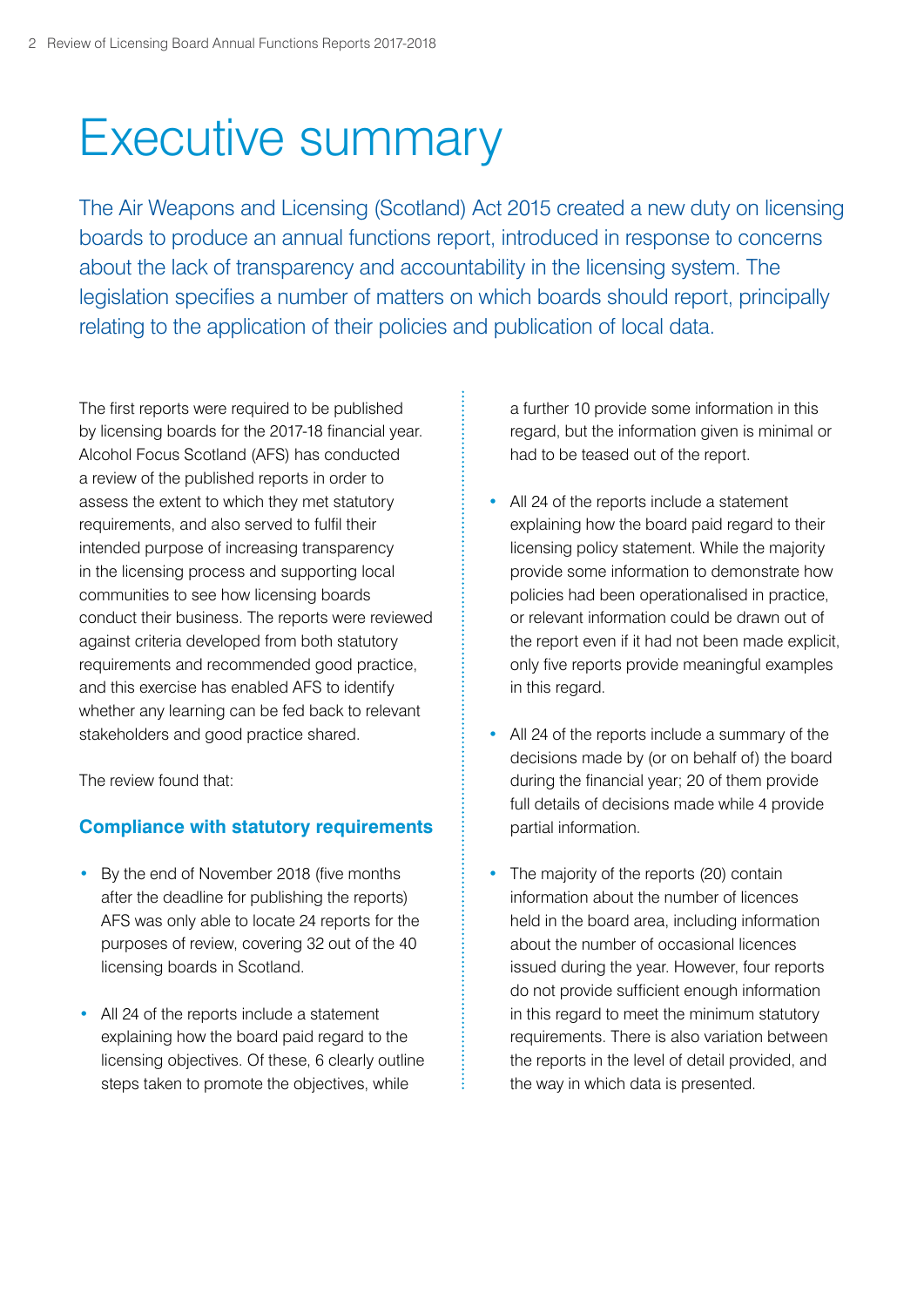# Executive summary

The Air Weapons and Licensing (Scotland) Act 2015 created a new duty on licensing boards to produce an annual functions report, introduced in response to concerns about the lack of transparency and accountability in the licensing system. The legislation specifies a number of matters on which boards should report, principally relating to the application of their policies and publication of local data.

The first reports were required to be published by licensing boards for the 2017-18 financial year. Alcohol Focus Scotland (AFS) has conducted a review of the published reports in order to assess the extent to which they met statutory requirements, and also served to fulfil their intended purpose of increasing transparency in the licensing process and supporting local communities to see how licensing boards conduct their business. The reports were reviewed against criteria developed from both statutory requirements and recommended good practice, and this exercise has enabled AFS to identify whether any learning can be fed back to relevant stakeholders and good practice shared.

The review found that:

### Compliance with statutory requirements

- By the end of November 2018 (five months after the deadline for publishing the reports) AFS was only able to locate 24 reports for the purposes of review, covering 32 out of the 40 licensing boards in Scotland.
- All 24 of the reports include a statement explaining how the board paid regard to the licensing objectives. Of these, 6 clearly outline steps taken to promote the objectives, while a further 10 provide some information in this regard, but the information given is minimal or had to be teased out of the report.
- All 24 of the reports include a statement explaining how the board paid regard to their licensing policy statement. While the majority provide some information to demonstrate how policies had been operationalised in practice, or relevant information could be drawn out of the report even if it had not been made explicit, only five reports provide meaningful examples in this regard.
- All 24 of the reports include a summary of the decisions made by (or on behalf of) the board during the financial year; 20 of them provide full details of decisions made while 4 provide partial information.
- The majority of the reports (20) contain information about the number of licences held in the board area, including information about the number of occasional licences issued during the year. However, four reports do not provide sufficient enough information in this regard to meet the minimum statutory requirements. There is also variation between the reports in the level of detail provided, and the way in which data is presented.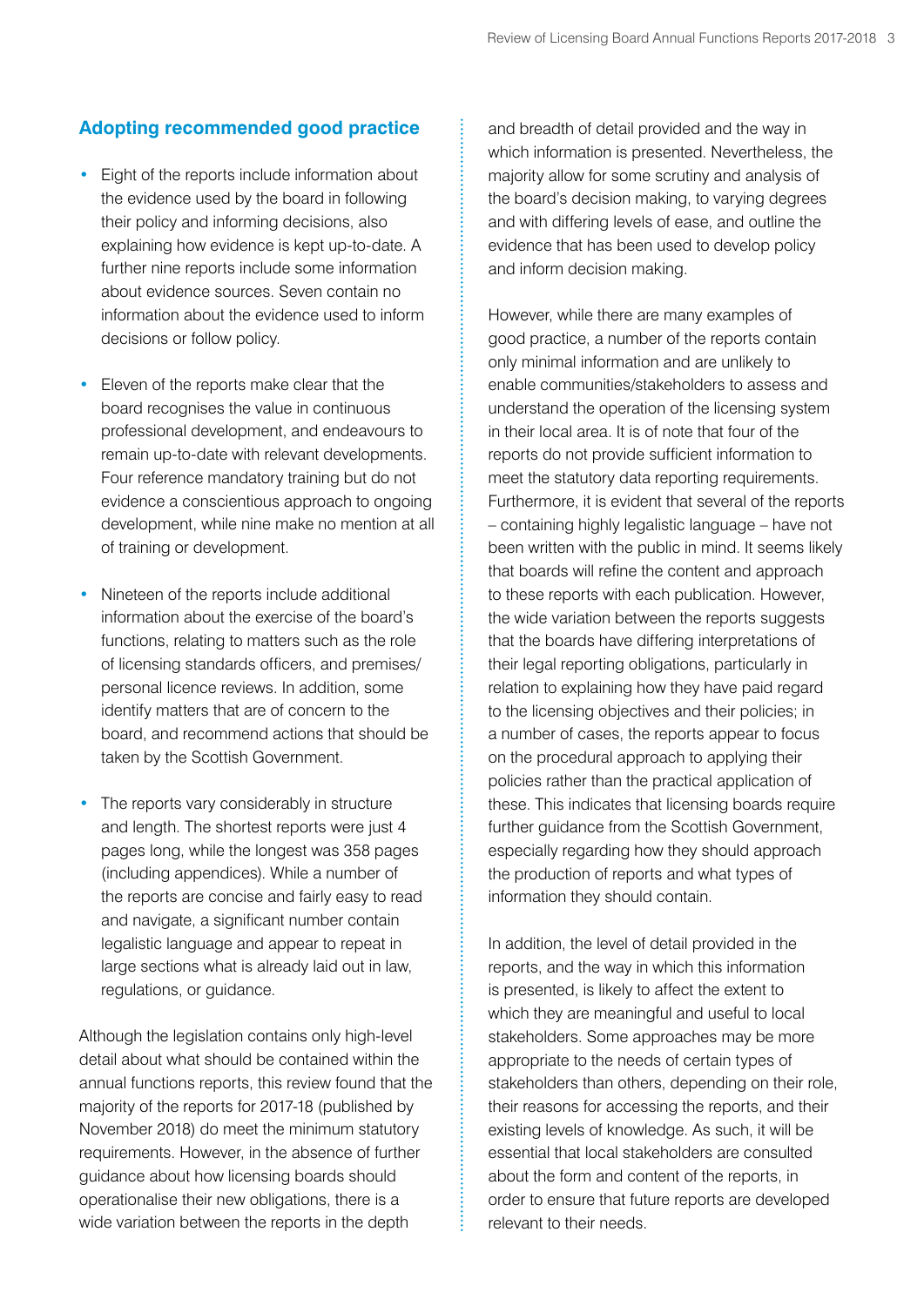### Adopting recommended good practice

- Eight of the reports include information about the evidence used by the board in following their policy and informing decisions, also explaining how evidence is kept up-to-date. A further nine reports include some information about evidence sources. Seven contain no information about the evidence used to inform decisions or follow policy.
- Eleven of the reports make clear that the board recognises the value in continuous professional development, and endeavours to remain up-to-date with relevant developments. Four reference mandatory training but do not evidence a conscientious approach to ongoing development, while nine make no mention at all of training or development.
- Nineteen of the reports include additional information about the exercise of the board's functions, relating to matters such as the role of licensing standards officers, and premises/personal licence reviews. In addition, some identify matters that are of concern to the board, and recommend actions that should be taken by the Scottish Government.
- The reports vary considerably in structure and length. The shortest reports were just 4 pages long, while the longest was 358 pages (including appendices). While a number of the reports are concise and fairly easy to read and navigate, a significant number contain legalistic language and appear to repeat in large sections what is already laid out in law, regulations, or guidance.

Although the legislation contains only high-level detail about what should be contained within the annual functions reports, this review found that the majority of the reports for 2017-18 (published by November 2018) do meet the minimum statutory requirements. However, in the absence of further guidance about how licensing boards should operationalise their new obligations, there is a wide variation between the reports in the depth and breadth of detail provided and the way in which information is presented. Nevertheless, the majority allow for some scrutiny and analysis of the board's decision making, to varying degrees and with differing levels of ease, and outline the evidence that has been used to develop policy and inform decision making.

However, while there are many examples of good practice, a number of the reports contain only minimal information and are unlikely to enable communities/stakeholders to assess and understand the operation of the licensing system in their local area. It is of note that four of the reports do not provide sufficient information to meet the statutory data reporting requirements. Furthermore, it is evident that several of the reports – containing highly legalistic language – have not been written with the public in mind. It seems likely that boards will refine the content and approach to these reports with each publication. However, the wide variation between the reports suggests that the boards have differing interpretations of their legal reporting obligations, particularly in relation to explaining how they have paid regard to the licensing objectives and their policies; in a number of cases, the reports appear to focus on the procedural approach to applying their policies rather than the practical application of these. This indicates that licensing boards require further guidance from the Scottish Government, especially regarding how they should approach the production of reports and what types of information they should contain.

In addition, the level of detail provided in the reports, and the way in which this information is presented, is likely to affect the extent to which they are meaningful and useful to local stakeholders. Some approaches may be more appropriate to the needs of certain types of stakeholders than others, depending on their role, their reasons for accessing the reports, and their existing levels of knowledge. As such, it will be essential that local stakeholders are consulted about the form and content of the reports, in order to ensure that future reports are developed relevant to their needs.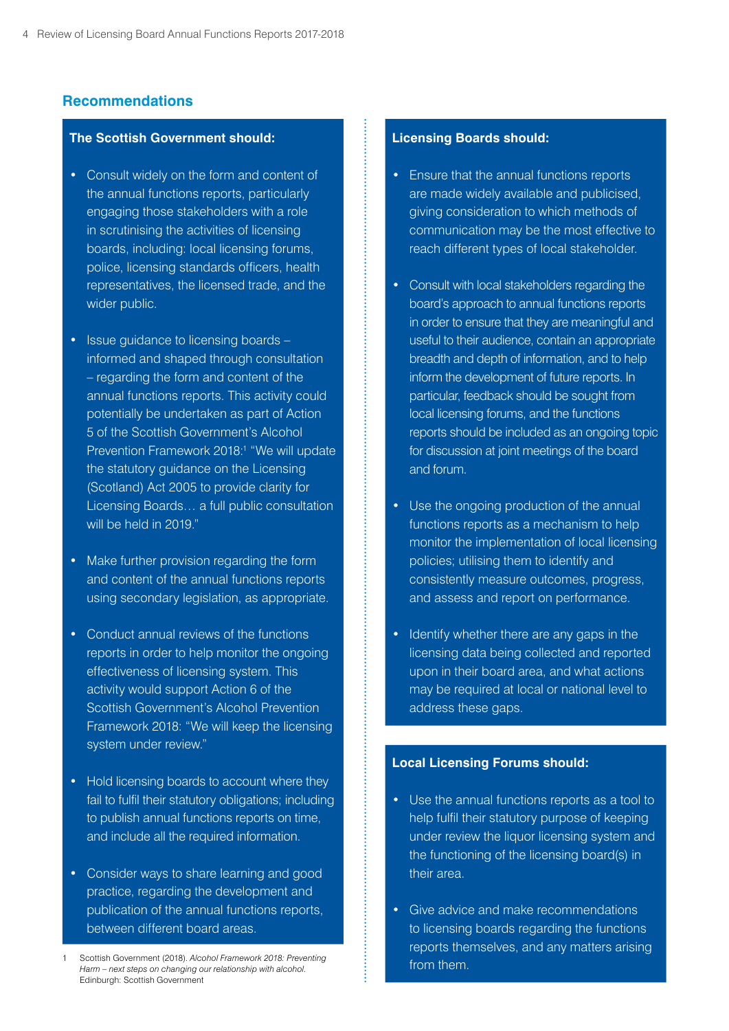## Recommendations

### The Scottish Government should:

- Consult widely on the form and content of the annual functions reports, particularly engaging those stakeholders with a role in scrutinising the activities of licensing boards, including: local licensing forums, police, licensing standards officers, health representatives, the licensed trade, and the wider public.
- Issue guidance to licensing boards – informed and shaped through consultation – regarding the form and content of the annual functions reports. This activity could potentially be undertaken as part of Action 5 of the Scottish Government's Alcohol Prevention Framework 2018:[1] "We will update the statutory guidance on the Licensing (Scotland) Act 2005 to provide clarity for Licensing Boards… a full public consultation will be held in 2019."
- Make further provision regarding the form and content of the annual functions reports using secondary legislation, as appropriate.
- Conduct annual reviews of the functions reports in order to help monitor the ongoing effectiveness of licensing system. This activity would support Action 6 of the Scottish Government's Alcohol Prevention Framework 2018: "We will keep the licensing system under review."
- Hold licensing boards to account where they fail to fulfil their statutory obligations; including to publish annual functions reports on time, and include all the required information.
- Consider ways to share learning and good practice, regarding the development and publication of the annual functions reports, between different board areas.

1 Scottish Government (2018). *Alcohol Framework 2018: Preventing Harm – next steps on changing our relationship with alcohol.* Edinburgh: Scottish Government

### Licensing Boards should:

- Ensure that the annual functions reports are made widely available and publicised, giving consideration to which methods of communication may be the most effective to reach different types of local stakeholder.
- Consult with local stakeholders regarding the board's approach to annual functions reports in order to ensure that they are meaningful and useful to their audience, contain an appropriate breadth and depth of information, and to help inform the development of future reports. In particular, feedback should be sought from local licensing forums, and the functions reports should be included as an ongoing topic for discussion at joint meetings of the board and forum.
- Use the ongoing production of the annual functions reports as a mechanism to help monitor the implementation of local licensing policies; utilising them to identify and consistently measure outcomes, progress, and assess and report on performance.
- Identify whether there are any gaps in the licensing data being collected and reported upon in their board area, and what actions may be required at local or national level to address these gaps.

### Local Licensing Forums should:

- Use the annual functions reports as a tool to help fulfil their statutory purpose of keeping under review the liquor licensing system and the functioning of the licensing board(s) in their area.
- Give advice and make recommendations to licensing boards regarding the functions reports themselves, and any matters arising from them.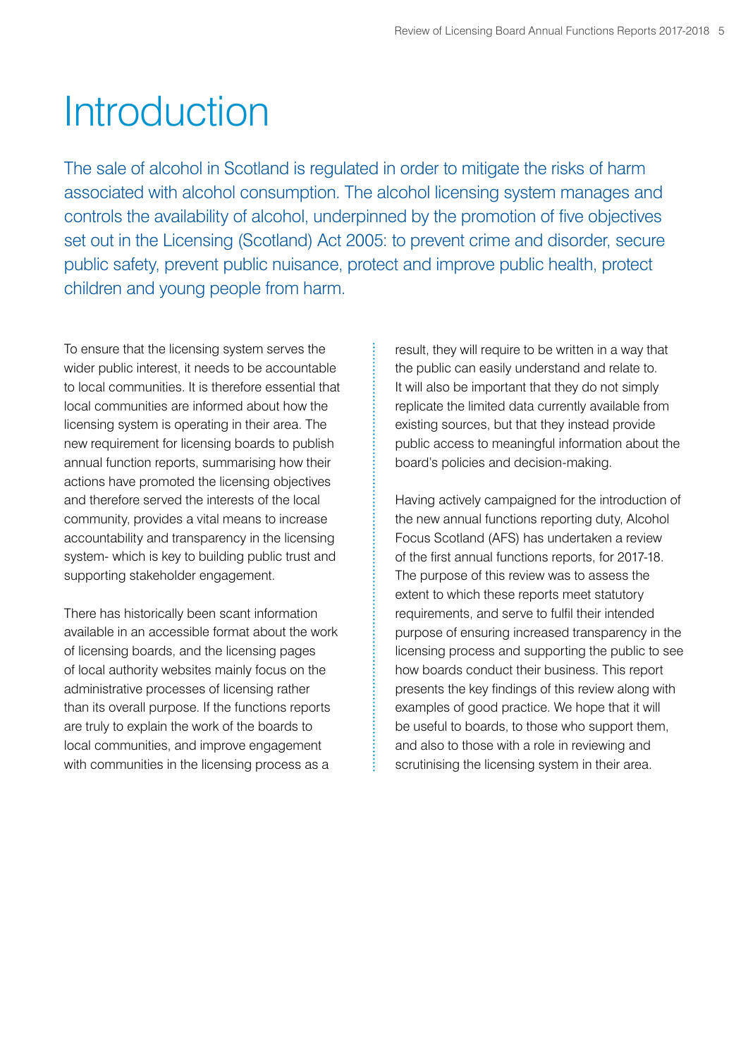# Introduction

The sale of alcohol in Scotland is regulated in order to mitigate the risks of harm associated with alcohol consumption. The alcohol licensing system manages and controls the availability of alcohol, underpinned by the promotion of five objectives set out in the Licensing (Scotland) Act 2005: to prevent crime and disorder, secure public safety, prevent public nuisance, protect and improve public health, protect children and young people from harm.

To ensure that the licensing system serves the wider public interest, it needs to be accountable to local communities. It is therefore essential that local communities are informed about how the licensing system is operating in their area. The new requirement for licensing boards to publish annual function reports, summarising how their actions have promoted the licensing objectives and therefore served the interests of the local community, provides a vital means to increase accountability and transparency in the licensing system- which is key to building public trust and supporting stakeholder engagement.

There has historically been scant information available in an accessible format about the work of licensing boards, and the licensing pages of local authority websites mainly focus on the administrative processes of licensing rather than its overall purpose. If the functions reports are truly to explain the work of the boards to local communities, and improve engagement with communities in the licensing process as a result, they will require to be written in a way that the public can easily understand and relate to. It will also be important that they do not simply replicate the limited data currently available from existing sources, but that they instead provide public access to meaningful information about the board's policies and decision-making.

Having actively campaigned for the introduction of the new annual functions reporting duty, Alcohol Focus Scotland (AFS) has undertaken a review of the first annual functions reports, for 2017-18. The purpose of this review was to assess the extent to which these reports meet statutory requirements, and serve to fulfil their intended purpose of ensuring increased transparency in the licensing process and supporting the public to see how boards conduct their business. This report presents the key findings of this review along with examples of good practice. We hope that it will be useful to boards, to those who support them, and also to those with a role in reviewing and scrutinising the licensing system in their area.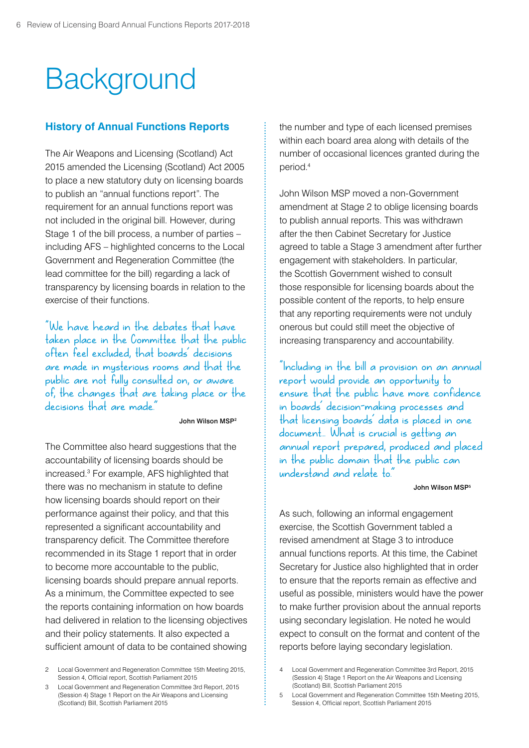# Background

## History of Annual Functions Reports

The Air Weapons and Licensing (Scotland) Act 2015 amended the Licensing (Scotland) Act 2005 to place a new statutory duty on licensing boards to publish an "annual functions report". The requirement for an annual functions report was not included in the original bill. However, during Stage 1 of the bill process, a number of parties – including AFS – highlighted concerns to the Local Government and Regeneration Committee (the lead committee for the bill) regarding a lack of transparency by licensing boards in relation to the exercise of their functions.

> "We have heard in the debates that have taken place in the Committee that the public often feel excluded, that boards' decisions are made in mysterious rooms and that the public are not fully consulted on, or aware of, the changes that are taking place or the decisions that are made."
>
> **John Wilson MSP**[2]

The Committee also heard suggestions that the accountability of licensing boards should be increased.[3] For example, AFS highlighted that there was no mechanism in statute to define how licensing boards should report on their performance against their policy, and that this represented a significant accountability and transparency deficit. The Committee therefore recommended in its Stage 1 report that in order to become more accountable to the public, licensing boards should prepare annual reports. As a minimum, the Committee expected to see the reports containing information on how boards had delivered in relation to the licensing objectives and their policy statements. It also expected a sufficient amount of data to be contained showing the number and type of each licensed premises within each board area along with details of the number of occasional licences granted during the period.[4]

John Wilson MSP moved a non-Government amendment at Stage 2 to oblige licensing boards to publish annual reports. This was withdrawn after the then Cabinet Secretary for Justice agreed to table a Stage 3 amendment after further engagement with stakeholders. In particular, the Scottish Government wished to consult those responsible for licensing boards about the possible content of the reports, to help ensure that any reporting requirements were not unduly onerous but could still meet the objective of increasing transparency and accountability.

> "Including in the bill a provision on an annual report would provide an opportunity to ensure that the public have more confidence in boards' decision-making processes and that licensing boards' data is placed in one document… What is crucial is getting an annual report prepared, produced and placed in the public domain that the public can understand and relate to."
>
> **John Wilson MSP**[5]

As such, following an informal engagement exercise, the Scottish Government tabled a revised amendment at Stage 3 to introduce annual functions reports. At this time, the Cabinet Secretary for Justice also highlighted that in order to ensure that the reports remain as effective and useful as possible, ministers would have the power to make further provision about the annual reports using secondary legislation. He noted he would expect to consult on the format and content of the reports before laying secondary legislation.

---

2 Local Government and Regeneration Committee 15th Meeting 2015, Session 4, Official report, Scottish Parliament 2015

3 Local Government and Regeneration Committee 3rd Report, 2015 (Session 4) Stage 1 Report on the Air Weapons and Licensing (Scotland) Bill, Scottish Parliament 2015

4 Local Government and Regeneration Committee 3rd Report, 2015 (Session 4) Stage 1 Report on the Air Weapons and Licensing (Scotland) Bill, Scottish Parliament 2015

5 Local Government and Regeneration Committee 15th Meeting 2015, Session 4, Official report, Scottish Parliament 2015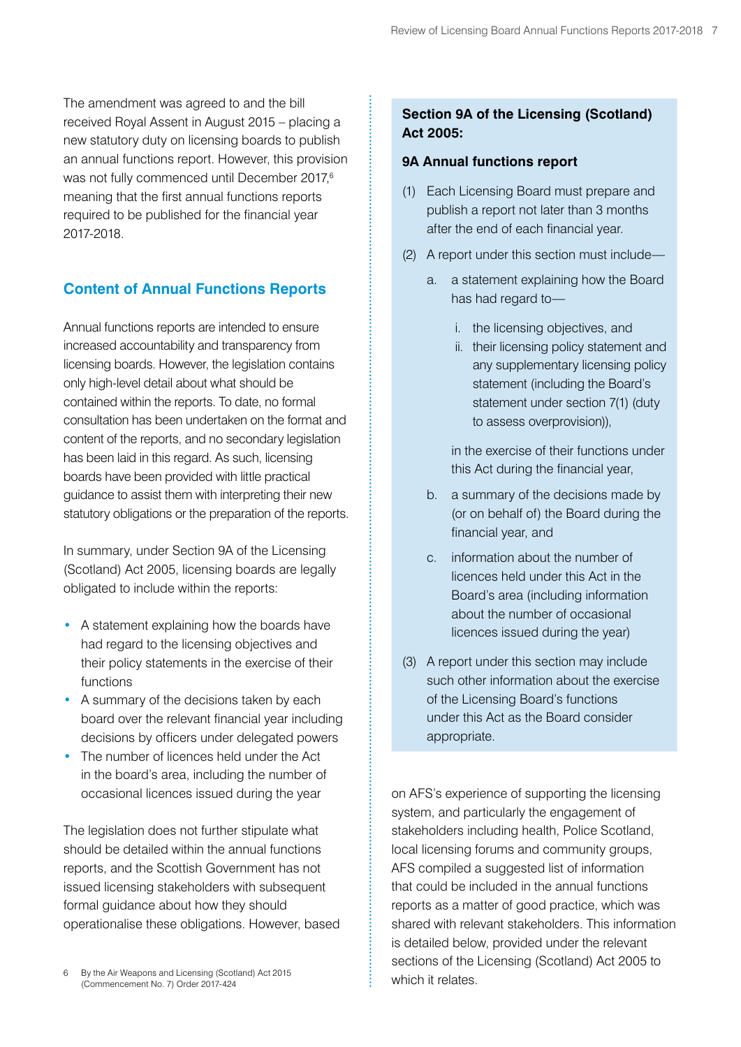The amendment was agreed to and the bill received Royal Assent in August 2015 – placing a new statutory duty on licensing boards to publish an annual functions report. However, this provision was not fully commenced until December 2017,[6] meaning that the first annual functions reports required to be published for the financial year 2017-2018.

## Content of Annual Functions Reports

Annual functions reports are intended to ensure increased accountability and transparency from licensing boards. However, the legislation contains only high-level detail about what should be contained within the reports. To date, no formal consultation has been undertaken on the format and content of the reports, and no secondary legislation has been laid in this regard. As such, licensing boards have been provided with little practical guidance to assist them with interpreting their new statutory obligations or the preparation of the reports.

In summary, under Section 9A of the Licensing (Scotland) Act 2005, licensing boards are legally obligated to include within the reports:

- A statement explaining how the boards have had regard to the licensing objectives and their policy statements in the exercise of their functions
- A summary of the decisions taken by each board over the relevant financial year including decisions by officers under delegated powers
- The number of licences held under the Act in the board's area, including the number of occasional licences issued during the year

The legislation does not further stipulate what should be detailed within the annual functions reports, and the Scottish Government has not issued licensing stakeholders with subsequent formal guidance about how they should operationalise these obligations. However, based on AFS's experience of supporting the licensing system, and particularly the engagement of stakeholders including health, Police Scotland, local licensing forums and community groups, AFS compiled a suggested list of information that could be included in the annual functions reports as a matter of good practice, which was shared with relevant stakeholders. This information is detailed below, provided under the relevant sections of the Licensing (Scotland) Act 2005 to which it relates.

**Section 9A of the Licensing (Scotland) Act 2005:**

**9A Annual functions report**

(1) Each Licensing Board must prepare and publish a report not later than 3 months after the end of each financial year.

(2) A report under this section must include—

a. a statement explaining how the Board has had regard to—

i. the licensing objectives, and
ii. their licensing policy statement and any supplementary licensing policy statement (including the Board's statement under section 7(1) (duty to assess overprovision)),

in the exercise of their functions under this Act during the financial year,

b. a summary of the decisions made by (or on behalf of) the Board during the financial year, and

c. information about the number of licences held under this Act in the Board's area (including information about the number of occasional licences issued during the year)

(3) A report under this section may include such other information about the exercise of the Licensing Board's functions under this Act as the Board consider appropriate.

6 By the Air Weapons and Licensing (Scotland) Act 2015 (Commencement No. 7) Order 2017-424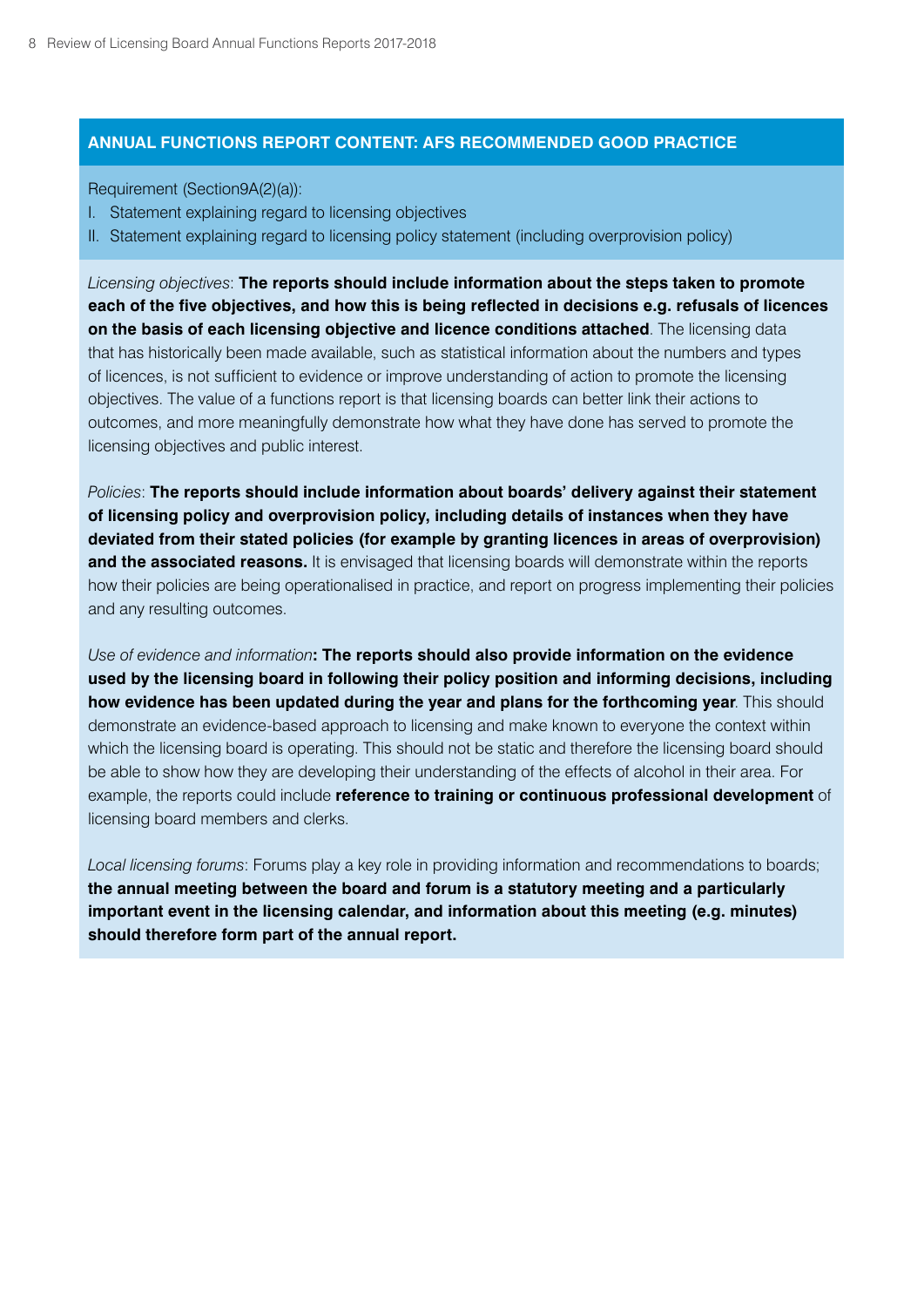### ANNUAL FUNCTIONS REPORT CONTENT: AFS RECOMMENDED GOOD PRACTICE

Requirement (Section9A(2)(a)):

I. Statement explaining regard to licensing objectives
II. Statement explaining regard to licensing policy statement (including overprovision policy)

*Licensing objectives*: **The reports should include information about the steps taken to promote each of the five objectives, and how this is being reflected in decisions e.g. refusals of licences on the basis of each licensing objective and licence conditions attached**. The licensing data that has historically been made available, such as statistical information about the numbers and types of licences, is not sufficient to evidence or improve understanding of action to promote the licensing objectives. The value of a functions report is that licensing boards can better link their actions to outcomes, and more meaningfully demonstrate how what they have done has served to promote the licensing objectives and public interest.

*Policies*: **The reports should include information about boards' delivery against their statement of licensing policy and overprovision policy, including details of instances when they have deviated from their stated policies (for example by granting licences in areas of overprovision) and the associated reasons.** It is envisaged that licensing boards will demonstrate within the reports how their policies are being operationalised in practice, and report on progress implementing their policies and any resulting outcomes.

*Use of evidence and information*: **The reports should also provide information on the evidence used by the licensing board in following their policy position and informing decisions, including how evidence has been updated during the year and plans for the forthcoming year**. This should demonstrate an evidence-based approach to licensing and make known to everyone the context within which the licensing board is operating. This should not be static and therefore the licensing board should be able to show how they are developing their understanding of the effects of alcohol in their area. For example, the reports could include **reference to training or continuous professional development** of licensing board members and clerks.

*Local licensing forums*: Forums play a key role in providing information and recommendations to boards; **the annual meeting between the board and forum is a statutory meeting and a particularly important event in the licensing calendar, and information about this meeting (e.g. minutes) should therefore form part of the annual report.**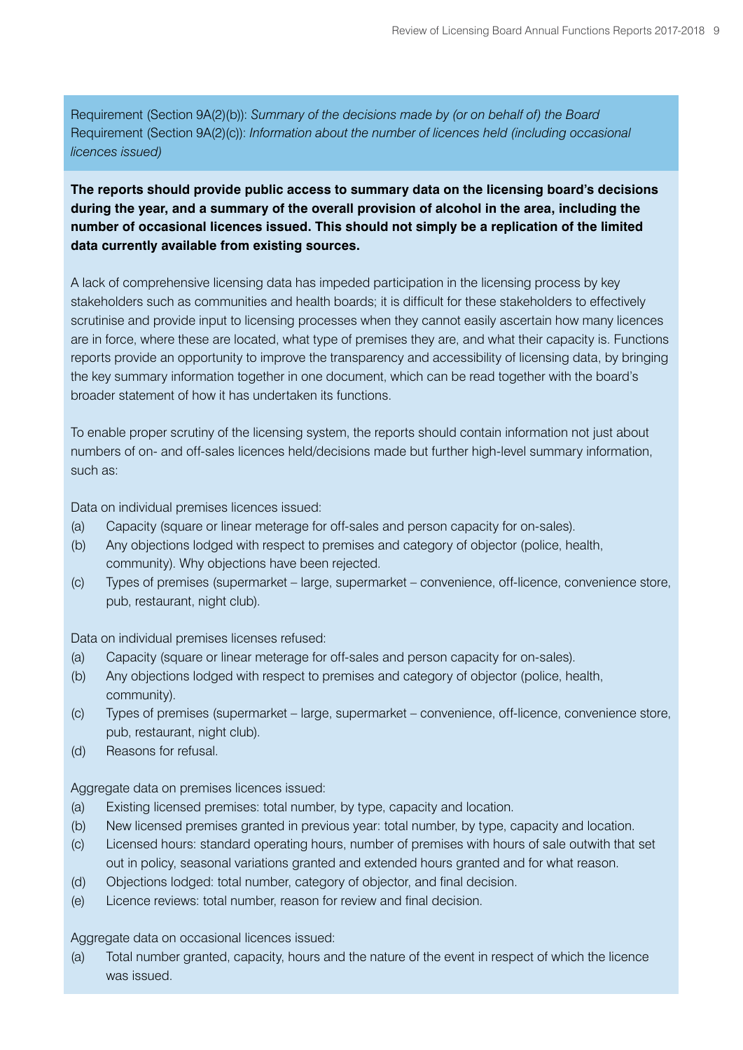Requirement (Section 9A(2)(b)): *Summary of the decisions made by (or on behalf of) the Board*
Requirement (Section 9A(2)(c)): *Information about the number of licences held (including occasional licences issued)*

**The reports should provide public access to summary data on the licensing board's decisions during the year, and a summary of the overall provision of alcohol in the area, including the number of occasional licences issued. This should not simply be a replication of the limited data currently available from existing sources.**

A lack of comprehensive licensing data has impeded participation in the licensing process by key stakeholders such as communities and health boards; it is difficult for these stakeholders to effectively scrutinise and provide input to licensing processes when they cannot easily ascertain how many licences are in force, where these are located, what type of premises they are, and what their capacity is. Functions reports provide an opportunity to improve the transparency and accessibility of licensing data, by bringing the key summary information together in one document, which can be read together with the board's broader statement of how it has undertaken its functions.

To enable proper scrutiny of the licensing system, the reports should contain information not just about numbers of on- and off-sales licences held/decisions made but further high-level summary information, such as:

Data on individual premises licences issued:

(a) Capacity (square or linear meterage for off-sales and person capacity for on-sales).
(b) Any objections lodged with respect to premises and category of objector (police, health, community). Why objections have been rejected.
(c) Types of premises (supermarket – large, supermarket – convenience, off-licence, convenience store, pub, restaurant, night club).

Data on individual premises licenses refused:

(a) Capacity (square or linear meterage for off-sales and person capacity for on-sales).
(b) Any objections lodged with respect to premises and category of objector (police, health, community).
(c) Types of premises (supermarket – large, supermarket – convenience, off-licence, convenience store, pub, restaurant, night club).
(d) Reasons for refusal.

Aggregate data on premises licences issued:

(a) Existing licensed premises: total number, by type, capacity and location.
(b) New licensed premises granted in previous year: total number, by type, capacity and location.
(c) Licensed hours: standard operating hours, number of premises with hours of sale outwith that set out in policy, seasonal variations granted and extended hours granted and for what reason.
(d) Objections lodged: total number, category of objector, and final decision.
(e) Licence reviews: total number, reason for review and final decision.

Aggregate data on occasional licences issued:

(a) Total number granted, capacity, hours and the nature of the event in respect of which the licence was issued.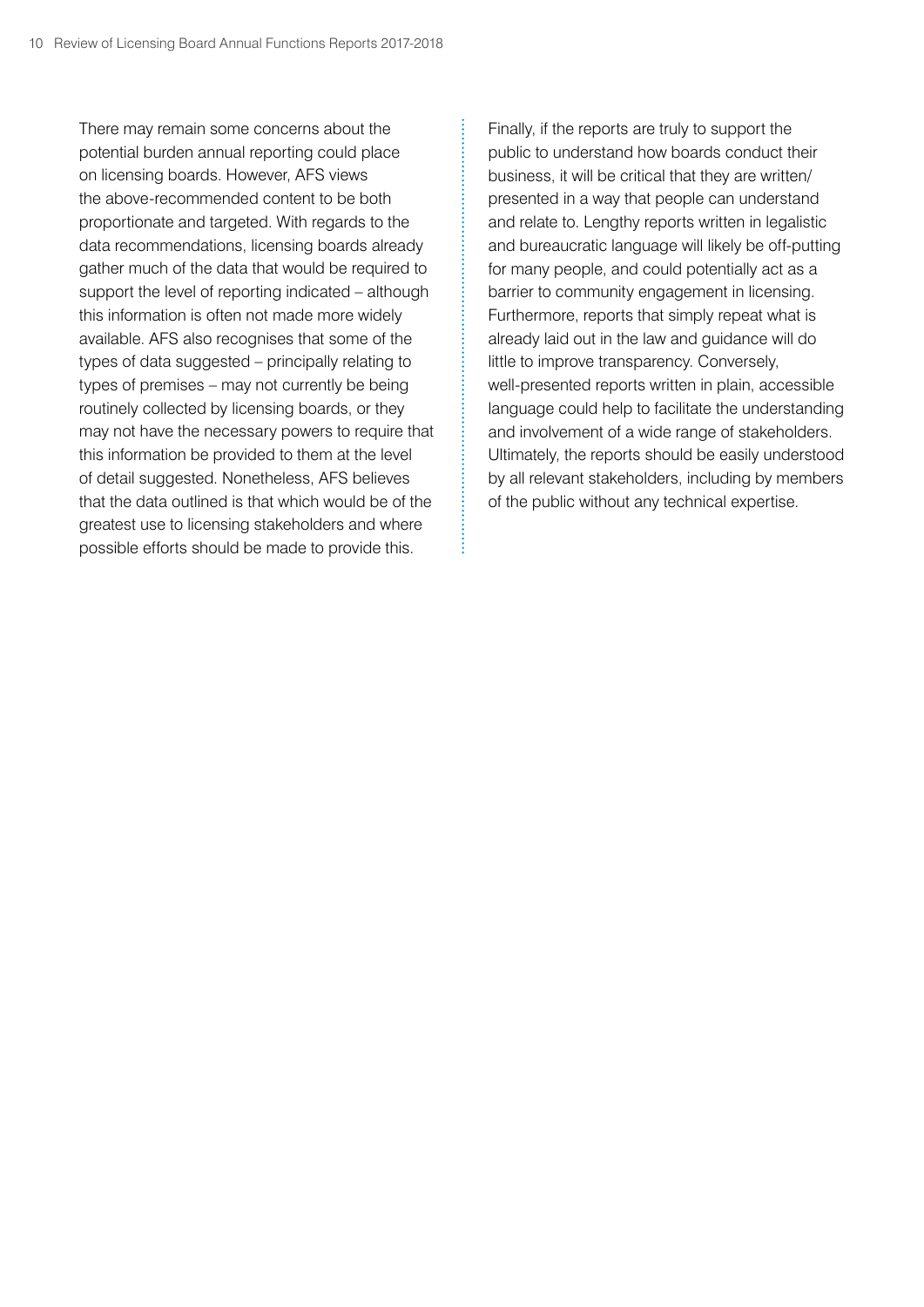There may remain some concerns about the potential burden annual reporting could place on licensing boards. However, AFS views the above-recommended content to be both proportionate and targeted. With regards to the data recommendations, licensing boards already gather much of the data that would be required to support the level of reporting indicated – although this information is often not made more widely available. AFS also recognises that some of the types of data suggested – principally relating to types of premises – may not currently be being routinely collected by licensing boards, or they may not have the necessary powers to require that this information be provided to them at the level of detail suggested. Nonetheless, AFS believes that the data outlined is that which would be of the greatest use to licensing stakeholders and where possible efforts should be made to provide this.

Finally, if the reports are truly to support the public to understand how boards conduct their business, it will be critical that they are written/presented in a way that people can understand and relate to. Lengthy reports written in legalistic and bureaucratic language will likely be off-putting for many people, and could potentially act as a barrier to community engagement in licensing. Furthermore, reports that simply repeat what is already laid out in the law and guidance will do little to improve transparency. Conversely, well-presented reports written in plain, accessible language could help to facilitate the understanding and involvement of a wide range of stakeholders. Ultimately, the reports should be easily understood by all relevant stakeholders, including by members of the public without any technical expertise.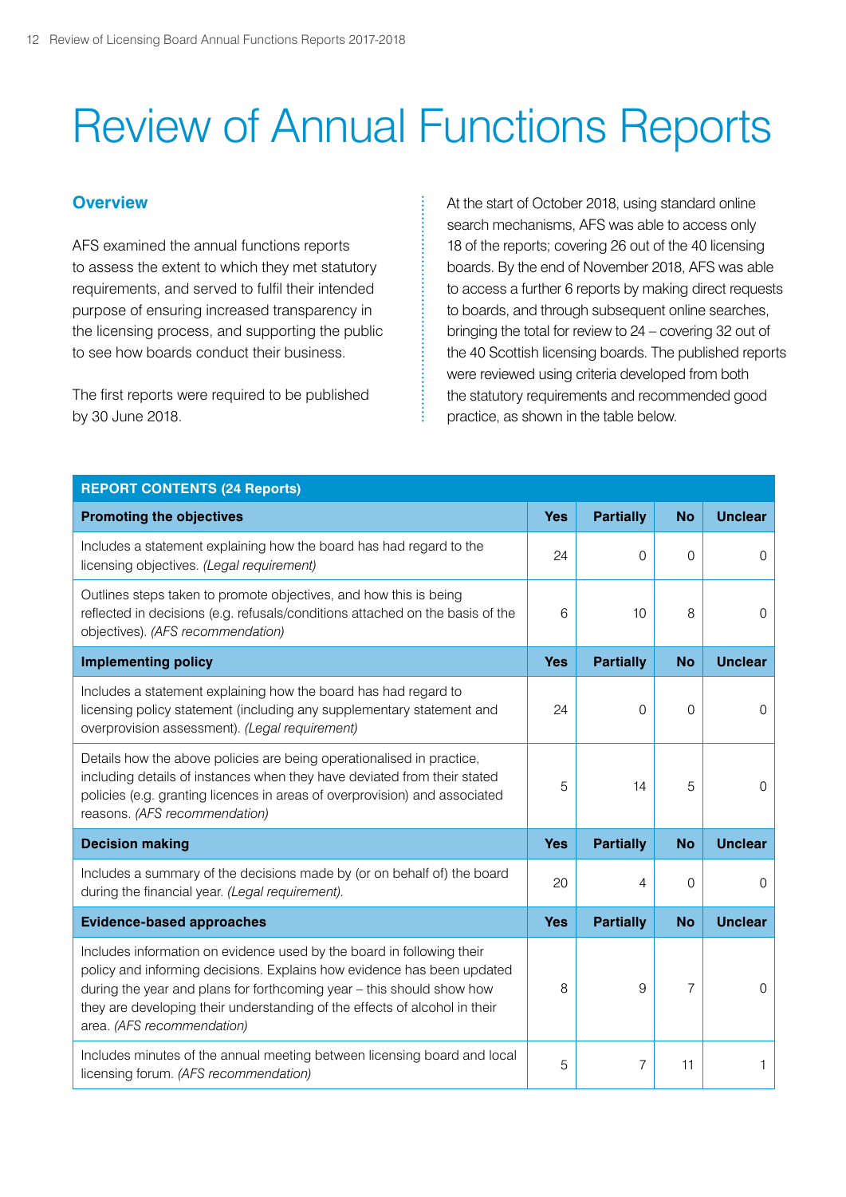# Review of Annual Functions Reports

## Overview

AFS examined the annual functions reports to assess the extent to which they met statutory requirements, and served to fulfil their intended purpose of ensuring increased transparency in the licensing process, and supporting the public to see how boards conduct their business.

The first reports were required to be published by 30 June 2018.

At the start of October 2018, using standard online search mechanisms, AFS was able to access only 18 of the reports; covering 26 out of the 40 licensing boards. By the end of November 2018, AFS was able to access a further 6 reports by making direct requests to boards, and through subsequent online searches, bringing the total for review to 24 – covering 32 out of the 40 Scottish licensing boards. The published reports were reviewed using criteria developed from both the statutory requirements and recommended good practice, as shown in the table below.

| **REPORT CONTENTS (24 Reports)** | | | | |
|---|---|---|---|---|
| **Promoting the objectives** | **Yes** | **Partially** | **No** | **Unclear** |
| Includes a statement explaining how the board has had regard to the licensing objectives. *(Legal requirement)* | 24 | 0 | 0 | 0 |
| Outlines steps taken to promote objectives, and how this is being reflected in decisions (e.g. refusals/conditions attached on the basis of the objectives). *(AFS recommendation)* | 6 | 10 | 8 | 0 |
| **Implementing policy** | **Yes** | **Partially** | **No** | **Unclear** |
| Includes a statement explaining how the board has had regard to licensing policy statement (including any supplementary statement and overprovision assessment). *(Legal requirement)* | 24 | 0 | 0 | 0 |
| Details how the above policies are being operationalised in practice, including details of instances when they have deviated from their stated policies (e.g. granting licences in areas of overprovision) and associated reasons. *(AFS recommendation)* | 5 | 14 | 5 | 0 |
| **Decision making** | **Yes** | **Partially** | **No** | **Unclear** |
| Includes a summary of the decisions made by (or on behalf of) the board during the financial year. *(Legal requirement).* | 20 | 4 | 0 | 0 |
| **Evidence-based approaches** | **Yes** | **Partially** | **No** | **Unclear** |
| Includes information on evidence used by the board in following their policy and informing decisions. Explains how evidence has been updated during the year and plans for forthcoming year – this should show how they are developing their understanding of the effects of alcohol in their area. *(AFS recommendation)* | 8 | 9 | 7 | 0 |
| Includes minutes of the annual meeting between licensing board and local licensing forum. *(AFS recommendation)* | 5 | 7 | 11 | 1 |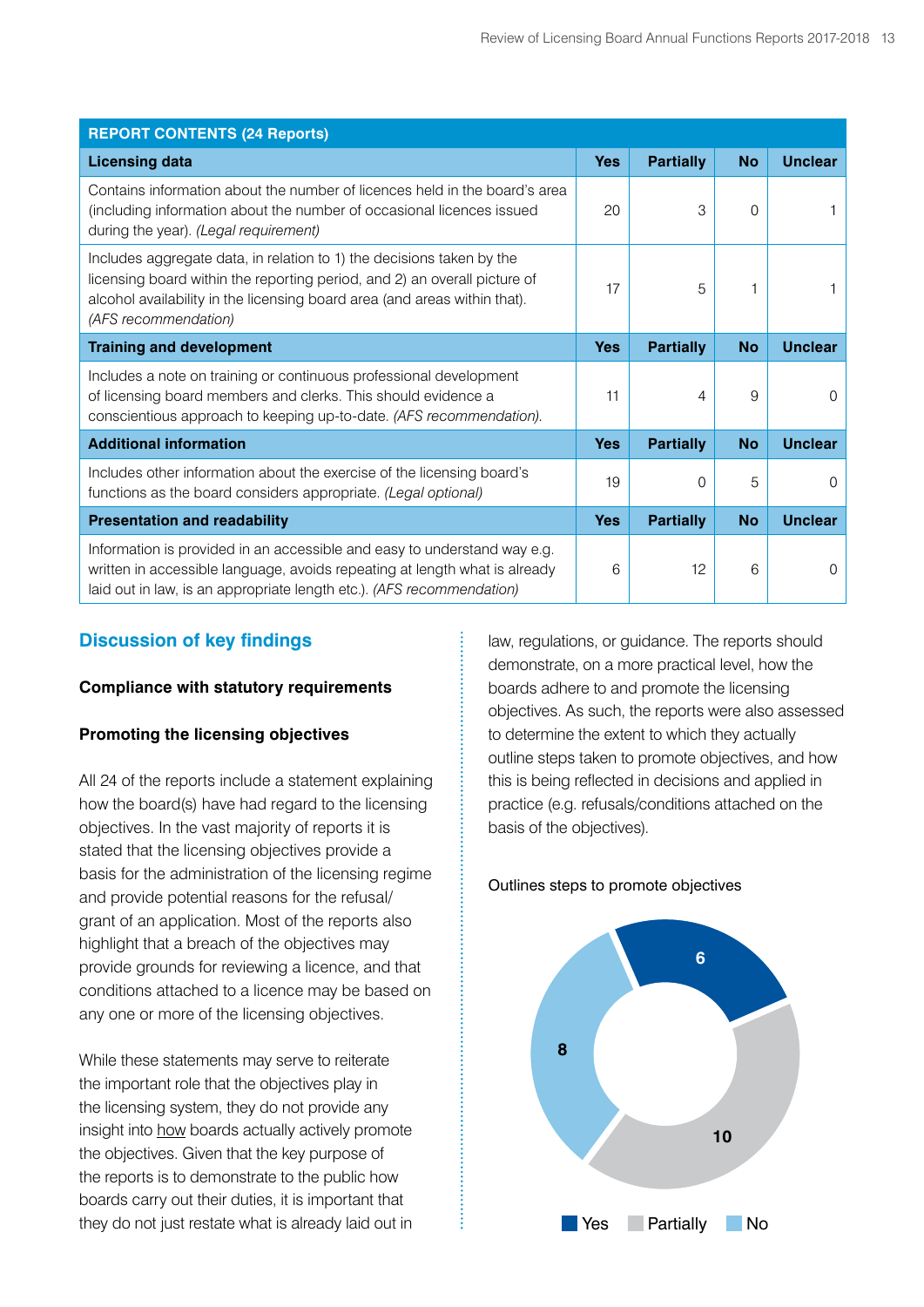| REPORT CONTENTS (24 Reports) | | | | |
|---|---|---|---|---|
| **Licensing data** | **Yes** | **Partially** | **No** | **Unclear** |
| Contains information about the number of licences held in the board's area (including information about the number of occasional licences issued during the year). *(Legal requirement)* | 20 | 3 | 0 | 1 |
| Includes aggregate data, in relation to 1) the decisions taken by the licensing board within the reporting period, and 2) an overall picture of alcohol availability in the licensing board area (and areas within that). *(AFS recommendation)* | 17 | 5 | 1 | 1 |
| **Training and development** | **Yes** | **Partially** | **No** | **Unclear** |
| Includes a note on training or continuous professional development of licensing board members and clerks. This should evidence a conscientious approach to keeping up-to-date. *(AFS recommendation).* | 11 | 4 | 9 | 0 |
| **Additional information** | **Yes** | **Partially** | **No** | **Unclear** |
| Includes other information about the exercise of the licensing board's functions as the board considers appropriate. *(Legal optional)* | 19 | 0 | 5 | 0 |
| **Presentation and readability** | **Yes** | **Partially** | **No** | **Unclear** |
| Information is provided in an accessible and easy to understand way e.g. written in accessible language, avoids repeating at length what is already laid out in law, is an appropriate length etc.). *(AFS recommendation)* | 6 | 12 | 6 | 0 |

## Discussion of key findings

### Compliance with statutory requirements

### Promoting the licensing objectives

All 24 of the reports include a statement explaining how the board(s) have had regard to the licensing objectives. In the vast majority of reports it is stated that the licensing objectives provide a basis for the administration of the licensing regime and provide potential reasons for the refusal/grant of an application. Most of the reports also highlight that a breach of the objectives may provide grounds for reviewing a licence, and that conditions attached to a licence may be based on any one or more of the licensing objectives.

While these statements may serve to reiterate the important role that the objectives play in the licensing system, they do not provide any insight into how boards actually actively promote the objectives. Given that the key purpose of the reports is to demonstrate to the public how boards carry out their duties, it is important that they do not just restate what is already laid out in law, regulations, or guidance. The reports should demonstrate, on a more practical level, how the boards adhere to and promote the licensing objectives. As such, the reports were also assessed to determine the extent to which they actually outline steps taken to promote objectives, and how this is being reflected in decisions and applied in practice (e.g. refusals/conditions attached on the basis of the objectives).

Outlines steps to promote objectives

| Yes | Partially | No |
|---|---|---|
| 6 | 10 | 8 |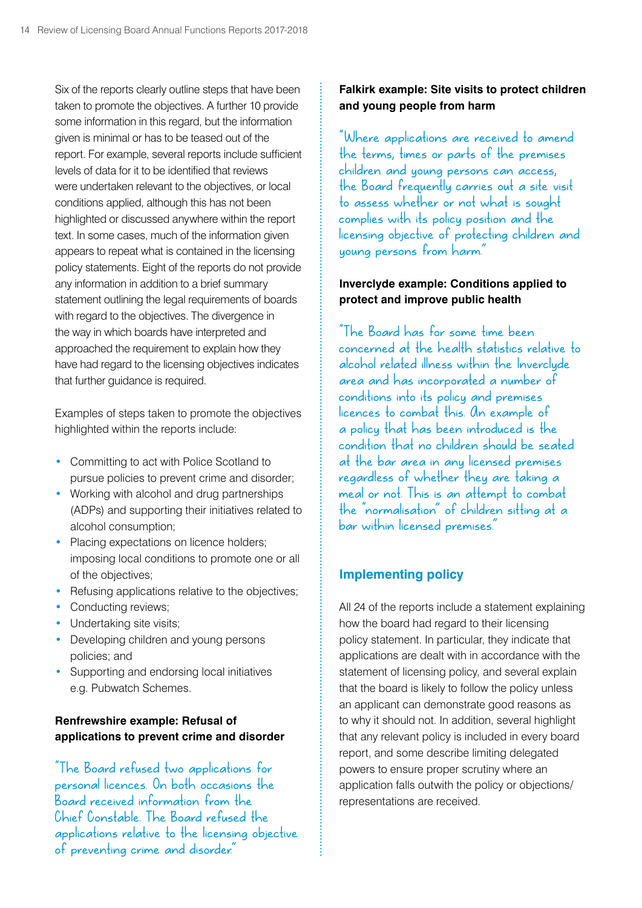Six of the reports clearly outline steps that have been taken to promote the objectives. A further 10 provide some information in this regard, but the information given is minimal or has to be teased out of the report. For example, several reports include sufficient levels of data for it to be identified that reviews were undertaken relevant to the objectives, or local conditions applied, although this has not been highlighted or discussed anywhere within the report text. In some cases, much of the information given appears to repeat what is contained in the licensing policy statements. Eight of the reports do not provide any information in addition to a brief summary statement outlining the legal requirements of boards with regard to the objectives. The divergence in the way in which boards have interpreted and approached the requirement to explain how they have had regard to the licensing objectives indicates that further guidance is required.

Examples of steps taken to promote the objectives highlighted within the reports include:

- Committing to act with Police Scotland to pursue policies to prevent crime and disorder;
- Working with alcohol and drug partnerships (ADPs) and supporting their initiatives related to alcohol consumption;
- Placing expectations on licence holders; imposing local conditions to promote one or all of the objectives;
- Refusing applications relative to the objectives;
- Conducting reviews;
- Undertaking site visits;
- Developing children and young persons policies; and
- Supporting and endorsing local initiatives e.g. Pubwatch Schemes.

**Renfrewshire example: Refusal of applications to prevent crime and disorder**

"The Board refused two applications for personal licences. On both occasions the Board received information from the Chief Constable. The Board refused the applications relative to the licensing objective of preventing crime and disorder."

**Falkirk example: Site visits to protect children and young people from harm**

"Where applications are received to amend the terms, times or parts of the premises children and young persons can access, the Board frequently carries out a site visit to assess whether or not what is sought complies with its policy position and the licensing objective of protecting children and young persons from harm."

**Inverclyde example: Conditions applied to protect and improve public health**

"The Board has for some time been concerned at the health statistics relative to alcohol related illness within the Inverclyde area and has incorporated a number of conditions into its policy and premises licences to combat this. An example of a policy that has been introduced is the condition that no children should be seated at the bar area in any licensed premises regardless of whether they are taking a meal or not. This is an attempt to combat the "normalisation" of children sitting at a bar within licensed premises."

## Implementing policy

All 24 of the reports include a statement explaining how the board had regard to their licensing policy statement. In particular, they indicate that applications are dealt with in accordance with the statement of licensing policy, and several explain that the board is likely to follow the policy unless an applicant can demonstrate good reasons as to why it should not. In addition, several highlight that any relevant policy is included in every board report, and some describe limiting delegated powers to ensure proper scrutiny where an application falls outwith the policy or objections/representations are received.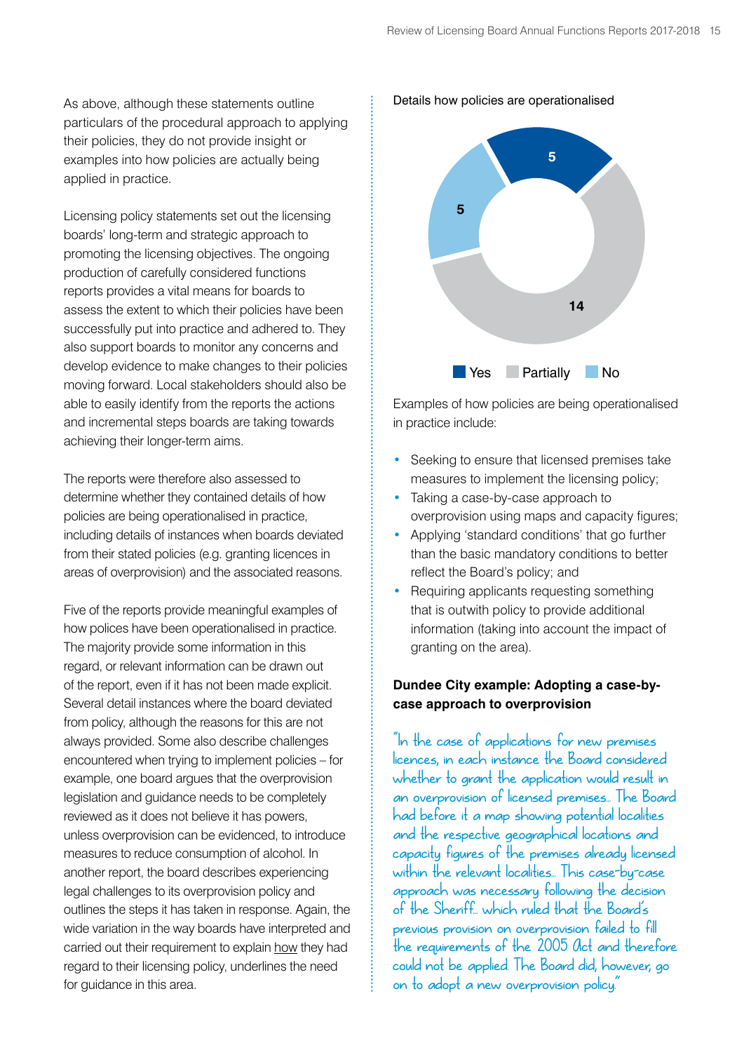As above, although these statements outline particulars of the procedural approach to applying their policies, they do not provide insight or examples into how policies are actually being applied in practice.

Licensing policy statements set out the licensing boards' long-term and strategic approach to promoting the licensing objectives. The ongoing production of carefully considered functions reports provides a vital means for boards to assess the extent to which their policies have been successfully put into practice and adhered to. They also support boards to monitor any concerns and develop evidence to make changes to their policies moving forward. Local stakeholders should also be able to easily identify from the reports the actions and incremental steps boards are taking towards achieving their longer-term aims.

The reports were therefore also assessed to determine whether they contained details of how policies are being operationalised in practice, including details of instances when boards deviated from their stated policies (e.g. granting licences in areas of overprovision) and the associated reasons.

Five of the reports provide meaningful examples of how polices have been operationalised in practice. The majority provide some information in this regard, or relevant information can be drawn out of the report, even if it has not been made explicit. Several detail instances where the board deviated from policy, although the reasons for this are not always provided. Some also describe challenges encountered when trying to implement policies – for example, one board argues that the overprovision legislation and guidance needs to be completely reviewed as it does not believe it has powers, unless overprovision can be evidenced, to introduce measures to reduce consumption of alcohol. In another report, the board describes experiencing legal challenges to its overprovision policy and outlines the steps it has taken in response. Again, the wide variation in the way boards have interpreted and carried out their requirement to explain how they had regard to their licensing policy, underlines the need for guidance in this area.

Details how policies are operationalised

| Response | Count |
|---|---|
| Yes | 5 |
| Partially | 14 |
| No | 5 |

Examples of how policies are being operationalised in practice include:

- Seeking to ensure that licensed premises take measures to implement the licensing policy;
- Taking a case-by-case approach to overprovision using maps and capacity figures;
- Applying 'standard conditions' that go further than the basic mandatory conditions to better reflect the Board's policy; and
- Requiring applicants requesting something that is outwith policy to provide additional information (taking into account the impact of granting on the area).

**Dundee City example: Adopting a case-by-case approach to overprovision**

"In the case of applications for new premises licences, in each instance the Board considered whether to grant the application would result in an overprovision of licensed premises... The Board had before it a map showing potential localities and the respective geographical locations and capacity figures of the premises already licensed within the relevant localities... This case-by-case approach was necessary following the decision of the Sheriff... which ruled that the Board's previous provision on overprovision failed to fill the requirements of the 2005 Act and therefore could not be applied. The Board did, however, go on to adopt a new overprovision policy."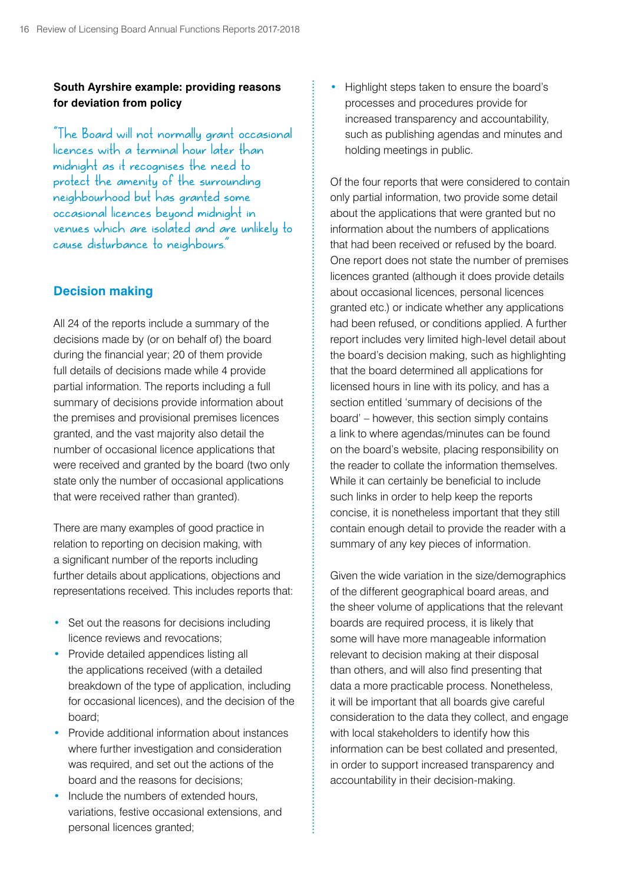**South Ayrshire example: providing reasons for deviation from policy**

"The Board will not normally grant occasional licences with a terminal hour later than midnight as it recognises the need to protect the amenity of the surrounding neighbourhood but has granted some occasional licences beyond midnight in venues which are isolated and are unlikely to cause disturbance to neighbours."

## Decision making

All 24 of the reports include a summary of the decisions made by (or on behalf of) the board during the financial year; 20 of them provide full details of decisions made while 4 provide partial information. The reports including a full summary of decisions provide information about the premises and provisional premises licences granted, and the vast majority also detail the number of occasional licence applications that were received and granted by the board (two only state only the number of occasional applications that were received rather than granted).

There are many examples of good practice in relation to reporting on decision making, with a significant number of the reports including further details about applications, objections and representations received. This includes reports that:

- Set out the reasons for decisions including licence reviews and revocations;
- Provide detailed appendices listing all the applications received (with a detailed breakdown of the type of application, including for occasional licences), and the decision of the board;
- Provide additional information about instances where further investigation and consideration was required, and set out the actions of the board and the reasons for decisions;
- Include the numbers of extended hours, variations, festive occasional extensions, and personal licences granted;
- Highlight steps taken to ensure the board's processes and procedures provide for increased transparency and accountability, such as publishing agendas and minutes and holding meetings in public.

Of the four reports that were considered to contain only partial information, two provide some detail about the applications that were granted but no information about the numbers of applications that had been received or refused by the board. One report does not state the number of premises licences granted (although it does provide details about occasional licences, personal licences granted etc.) or indicate whether any applications had been refused, or conditions applied. A further report includes very limited high-level detail about the board's decision making, such as highlighting that the board determined all applications for licensed hours in line with its policy, and has a section entitled 'summary of decisions of the board' – however, this section simply contains a link to where agendas/minutes can be found on the board's website, placing responsibility on the reader to collate the information themselves. While it can certainly be beneficial to include such links in order to help keep the reports concise, it is nonetheless important that they still contain enough detail to provide the reader with a summary of any key pieces of information.

Given the wide variation in the size/demographics of the different geographical board areas, and the sheer volume of applications that the relevant boards are required process, it is likely that some will have more manageable information relevant to decision making at their disposal than others, and will also find presenting that data a more practicable process. Nonetheless, it will be important that all boards give careful consideration to the data they collect, and engage with local stakeholders to identify how this information can be best collated and presented, in order to support increased transparency and accountability in their decision-making.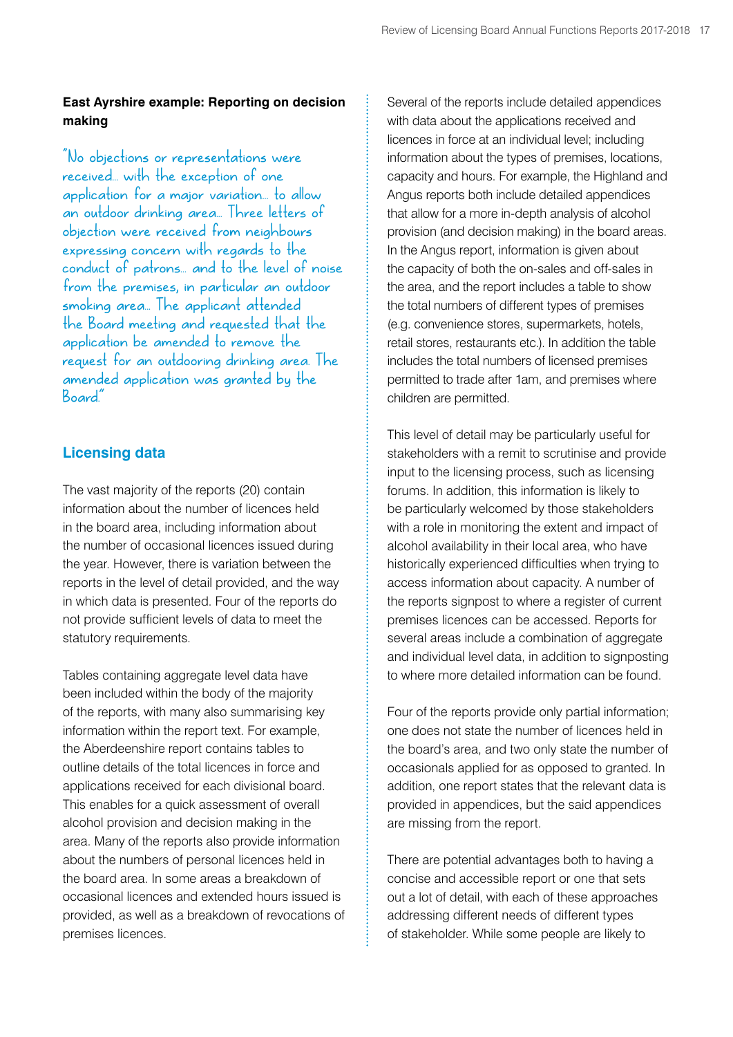**East Ayrshire example: Reporting on decision making**

"No objections or representations were received... with the exception of one application for a major variation... to allow an outdoor drinking area... Three letters of objection were received from neighbours expressing concern with regards to the conduct of patrons... and to the level of noise from the premises, in particular an outdoor smoking area... The applicant attended the Board meeting and requested that the application be amended to remove the request for an outdooring drinking area. The amended application was granted by the Board."

## Licensing data

The vast majority of the reports (20) contain information about the number of licences held in the board area, including information about the number of occasional licences issued during the year. However, there is variation between the reports in the level of detail provided, and the way in which data is presented. Four of the reports do not provide sufficient levels of data to meet the statutory requirements.

Tables containing aggregate level data have been included within the body of the majority of the reports, with many also summarising key information within the report text. For example, the Aberdeenshire report contains tables to outline details of the total licences in force and applications received for each divisional board. This enables for a quick assessment of overall alcohol provision and decision making in the area. Many of the reports also provide information about the numbers of personal licences held in the board area. In some areas a breakdown of occasional licences and extended hours issued is provided, as well as a breakdown of revocations of premises licences.

Several of the reports include detailed appendices with data about the applications received and licences in force at an individual level; including information about the types of premises, locations, capacity and hours. For example, the Highland and Angus reports both include detailed appendices that allow for a more in-depth analysis of alcohol provision (and decision making) in the board areas. In the Angus report, information is given about the capacity of both the on-sales and off-sales in the area, and the report includes a table to show the total numbers of different types of premises (e.g. convenience stores, supermarkets, hotels, retail stores, restaurants etc.). In addition the table includes the total numbers of licensed premises permitted to trade after 1am, and premises where children are permitted.

This level of detail may be particularly useful for stakeholders with a remit to scrutinise and provide input to the licensing process, such as licensing forums. In addition, this information is likely to be particularly welcomed by those stakeholders with a role in monitoring the extent and impact of alcohol availability in their local area, who have historically experienced difficulties when trying to access information about capacity. A number of the reports signpost to where a register of current premises licences can be accessed. Reports for several areas include a combination of aggregate and individual level data, in addition to signposting to where more detailed information can be found.

Four of the reports provide only partial information; one does not state the number of licences held in the board's area, and two only state the number of occasionals applied for as opposed to granted. In addition, one report states that the relevant data is provided in appendices, but the said appendices are missing from the report.

There are potential advantages both to having a concise and accessible report or one that sets out a lot of detail, with each of these approaches addressing different needs of different types of stakeholder. While some people are likely to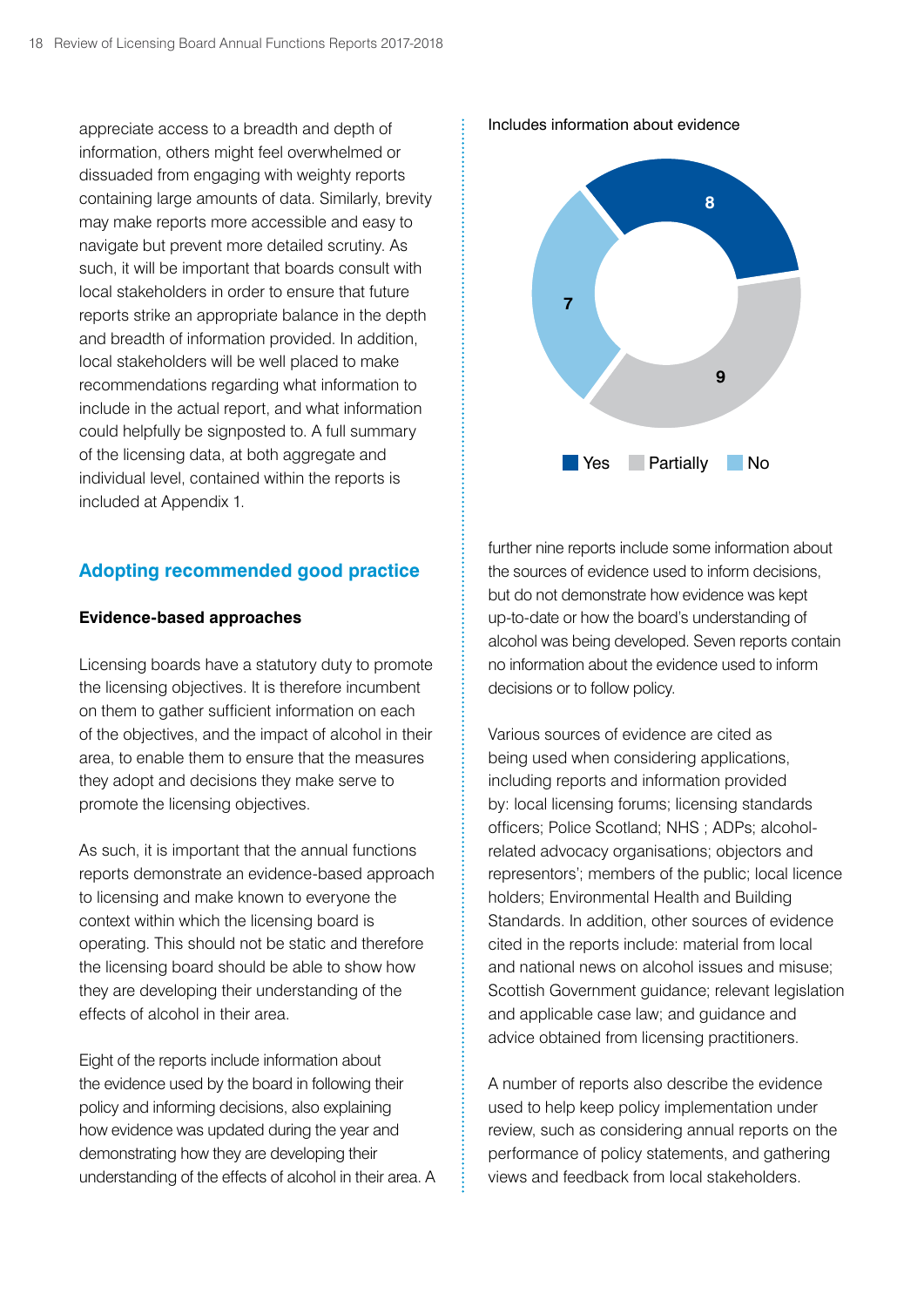appreciate access to a breadth and depth of information, others might feel overwhelmed or dissuaded from engaging with weighty reports containing large amounts of data. Similarly, brevity may make reports more accessible and easy to navigate but prevent more detailed scrutiny. As such, it will be important that boards consult with local stakeholders in order to ensure that future reports strike an appropriate balance in the depth and breadth of information provided. In addition, local stakeholders will be well placed to make recommendations regarding what information to include in the actual report, and what information could helpfully be signposted to. A full summary of the licensing data, at both aggregate and individual level, contained within the reports is included at Appendix 1.

## Adopting recommended good practice

### Evidence-based approaches

Licensing boards have a statutory duty to promote the licensing objectives. It is therefore incumbent on them to gather sufficient information on each of the objectives, and the impact of alcohol in their area, to enable them to ensure that the measures they adopt and decisions they make serve to promote the licensing objectives.

As such, it is important that the annual functions reports demonstrate an evidence-based approach to licensing and make known to everyone the context within which the licensing board is operating. This should not be static and therefore the licensing board should be able to show how they are developing their understanding of the effects of alcohol in their area.

Eight of the reports include information about the evidence used by the board in following their policy and informing decisions, also explaining how evidence was updated during the year and demonstrating how they are developing their understanding of the effects of alcohol in their area. A further nine reports include some information about the sources of evidence used to inform decisions, but do not demonstrate how evidence was kept up-to-date or how the board's understanding of alcohol was being developed. Seven reports contain no information about the evidence used to inform decisions or to follow policy.

Includes information about evidence

| Response | Number |
|---|---|
| Yes | 8 |
| Partially | 9 |
| No | 7 |

Various sources of evidence are cited as being used when considering applications, including reports and information provided by: local licensing forums; licensing standards officers; Police Scotland; NHS ; ADPs; alcohol-related advocacy organisations; objectors and representors'; members of the public; local licence holders; Environmental Health and Building Standards. In addition, other sources of evidence cited in the reports include: material from local and national news on alcohol issues and misuse; Scottish Government guidance; relevant legislation and applicable case law; and guidance and advice obtained from licensing practitioners.

A number of reports also describe the evidence used to help keep policy implementation under review, such as considering annual reports on the performance of policy statements, and gathering views and feedback from local stakeholders.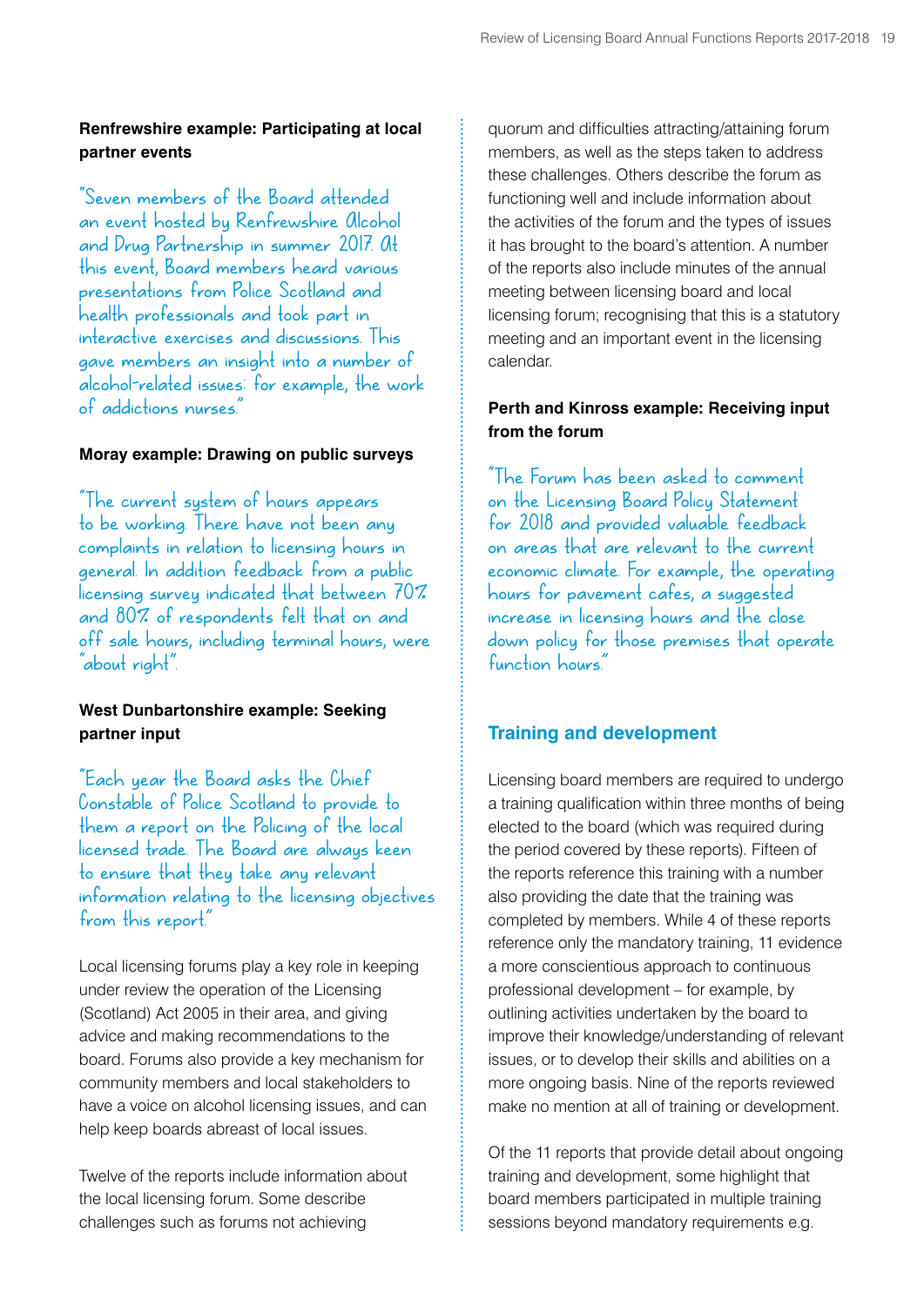**Renfrewshire example: Participating at local partner events**

"Seven members of the Board attended an event hosted by Renfrewshire Alcohol and Drug Partnership in summer 2017. At this event, Board members heard various presentations from Police Scotland and health professionals and took part in interactive exercises and discussions. This gave members an insight into a number of alcohol-related issues: for example, the work of addictions nurses."

**Moray example: Drawing on public surveys**

"The current system of hours appears to be working. There have not been any complaints in relation to licensing hours in general. In addition feedback from a public licensing survey indicated that between 70% and 80% of respondents felt that on and off sale hours, including terminal hours, were "about right"."

**West Dunbartonshire example: Seeking partner input**

"Each year the Board asks the Chief Constable of Police Scotland to provide to them a report on the Policing of the local licensed trade. The Board are always keen to ensure that they take any relevant information relating to the licensing objectives from this report."

Local licensing forums play a key role in keeping under review the operation of the Licensing (Scotland) Act 2005 in their area, and giving advice and making recommendations to the board. Forums also provide a key mechanism for community members and local stakeholders to have a voice on alcohol licensing issues, and can help keep boards abreast of local issues.

Twelve of the reports include information about the local licensing forum. Some describe challenges such as forums not achieving quorum and difficulties attracting/attaining forum members, as well as the steps taken to address these challenges. Others describe the forum as functioning well and include information about the activities of the forum and the types of issues it has brought to the board's attention. A number of the reports also include minutes of the annual meeting between licensing board and local licensing forum; recognising that this is a statutory meeting and an important event in the licensing calendar.

**Perth and Kinross example: Receiving input from the forum**

"The Forum has been asked to comment on the Licensing Board Policy Statement for 2018 and provided valuable feedback on areas that are relevant to the current economic climate. For example, the operating hours for pavement cafes, a suggested increase in licensing hours and the close down policy for those premises that operate function hours."

## Training and development

Licensing board members are required to undergo a training qualification within three months of being elected to the board (which was required during the period covered by these reports). Fifteen of the reports reference this training with a number also providing the date that the training was completed by members. While 4 of these reports reference only the mandatory training, 11 evidence a more conscientious approach to continuous professional development – for example, by outlining activities undertaken by the board to improve their knowledge/understanding of relevant issues, or to develop their skills and abilities on a more ongoing basis. Nine of the reports reviewed make no mention at all of training or development.

Of the 11 reports that provide detail about ongoing training and development, some highlight that board members participated in multiple training sessions beyond mandatory requirements e.g.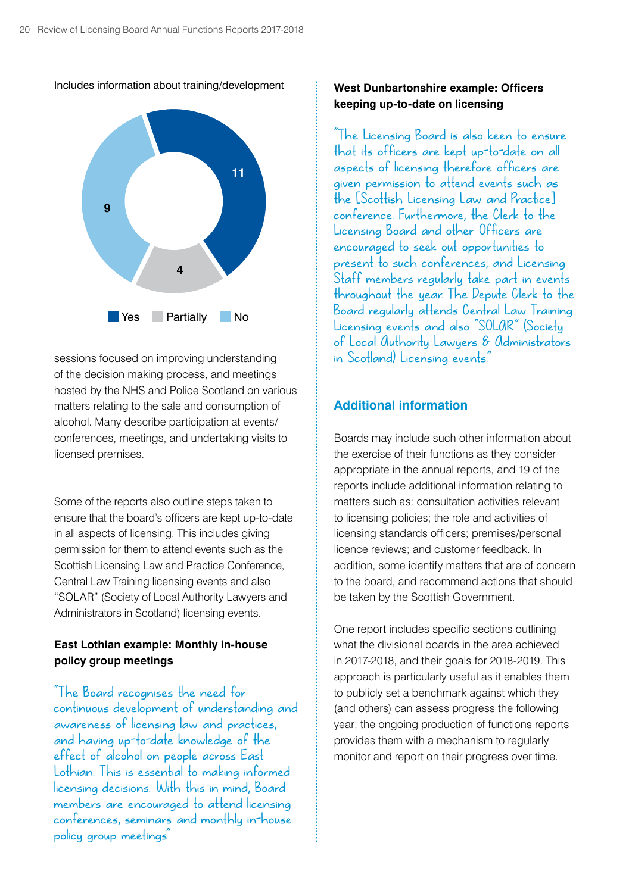Includes information about training/development

| Yes | Partially | No |
|---|---|---|
| 11 | 4 | 9 |

sessions focused on improving understanding of the decision making process, and meetings hosted by the NHS and Police Scotland on various matters relating to the sale and consumption of alcohol. Many describe participation at events/ conferences, meetings, and undertaking visits to licensed premises.

Some of the reports also outline steps taken to ensure that the board's officers are kept up-to-date in all aspects of licensing. This includes giving permission for them to attend events such as the Scottish Licensing Law and Practice Conference, Central Law Training licensing events and also "SOLAR" (Society of Local Authority Lawyers and Administrators in Scotland) licensing events.

**East Lothian example: Monthly in-house policy group meetings**

"The Board recognises the need for continuous development of understanding and awareness of licensing law and practices, and having up-to-date knowledge of the effect of alcohol on people across East Lothian. This is essential to making informed licensing decisions. With this in mind, Board members are encouraged to attend licensing conferences, seminars and monthly in-house policy group meetings"

**West Dunbartonshire example: Officers keeping up-to-date on licensing**

"The Licensing Board is also keen to ensure that its officers are kept up-to-date on all aspects of licensing therefore officers are given permission to attend events such as the [Scottish Licensing Law and Practice] conference. Furthermore, the Clerk to the Licensing Board and other Officers are encouraged to seek out opportunities to present to such conferences, and Licensing Staff members regularly take part in events throughout the year. The Depute Clerk to the Board regularly attends Central Law Training Licensing events and also "SOLAR" (Society of Local Authority Lawyers & Administrators in Scotland) Licensing events."

## Additional information

Boards may include such other information about the exercise of their functions as they consider appropriate in the annual reports, and 19 of the reports include additional information relating to matters such as: consultation activities relevant to licensing policies; the role and activities of licensing standards officers; premises/personal licence reviews; and customer feedback. In addition, some identify matters that are of concern to the board, and recommend actions that should be taken by the Scottish Government.

One report includes specific sections outlining what the divisional boards in the area achieved in 2017-2018, and their goals for 2018-2019. This approach is particularly useful as it enables them to publicly set a benchmark against which they (and others) can assess progress the following year; the ongoing production of functions reports provides them with a mechanism to regularly monitor and report on their progress over time.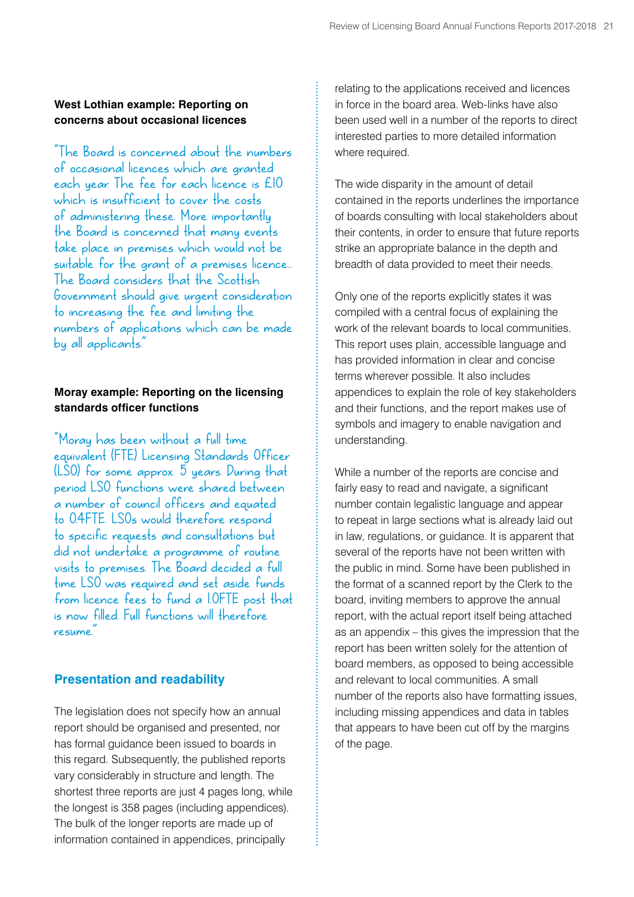**West Lothian example: Reporting on concerns about occasional licences**

"The Board is concerned about the numbers of occasional licences which are granted each year. The fee for each licence is £10 which is insufficient to cover the costs of administering these. More importantly the Board is concerned that many events take place in premises which would not be suitable for the grant of a premises licence... The Board considers that the Scottish Government should give urgent consideration to increasing the fee and limiting the numbers of applications which can be made by all applicants."

**Moray example: Reporting on the licensing standards officer functions**

"Moray has been without a full time equivalent (FTE) Licensing Standards Officer (LSO) for some approx. 5 years. During that period LSO functions were shared between a number of council officers and equated to 0.4FTE. LSOs would therefore respond to specific requests and consultations but did not undertake a programme of routine visits to premises. The Board decided a full time LSO was required and set aside funds from licence fees to fund a 1.0FTE post that is now filled. Full functions will therefore resume."

## Presentation and readability

The legislation does not specify how an annual report should be organised and presented, nor has formal guidance been issued to boards in this regard. Subsequently, the published reports vary considerably in structure and length. The shortest three reports are just 4 pages long, while the longest is 358 pages (including appendices). The bulk of the longer reports are made up of information contained in appendices, principally relating to the applications received and licences in force in the board area. Web-links have also been used well in a number of the reports to direct interested parties to more detailed information where required.

The wide disparity in the amount of detail contained in the reports underlines the importance of boards consulting with local stakeholders about their contents, in order to ensure that future reports strike an appropriate balance in the depth and breadth of data provided to meet their needs.

Only one of the reports explicitly states it was compiled with a central focus of explaining the work of the relevant boards to local communities. This report uses plain, accessible language and has provided information in clear and concise terms wherever possible. It also includes appendices to explain the role of key stakeholders and their functions, and the report makes use of symbols and imagery to enable navigation and understanding.

While a number of the reports are concise and fairly easy to read and navigate, a significant number contain legalistic language and appear to repeat in large sections what is already laid out in law, regulations, or guidance. It is apparent that several of the reports have not been written with the public in mind. Some have been published in the format of a scanned report by the Clerk to the board, inviting members to approve the annual report, with the actual report itself being attached as an appendix – this gives the impression that the report has been written solely for the attention of board members, as opposed to being accessible and relevant to local communities. A small number of the reports also have formatting issues, including missing appendices and data in tables that appears to have been cut off by the margins of the page.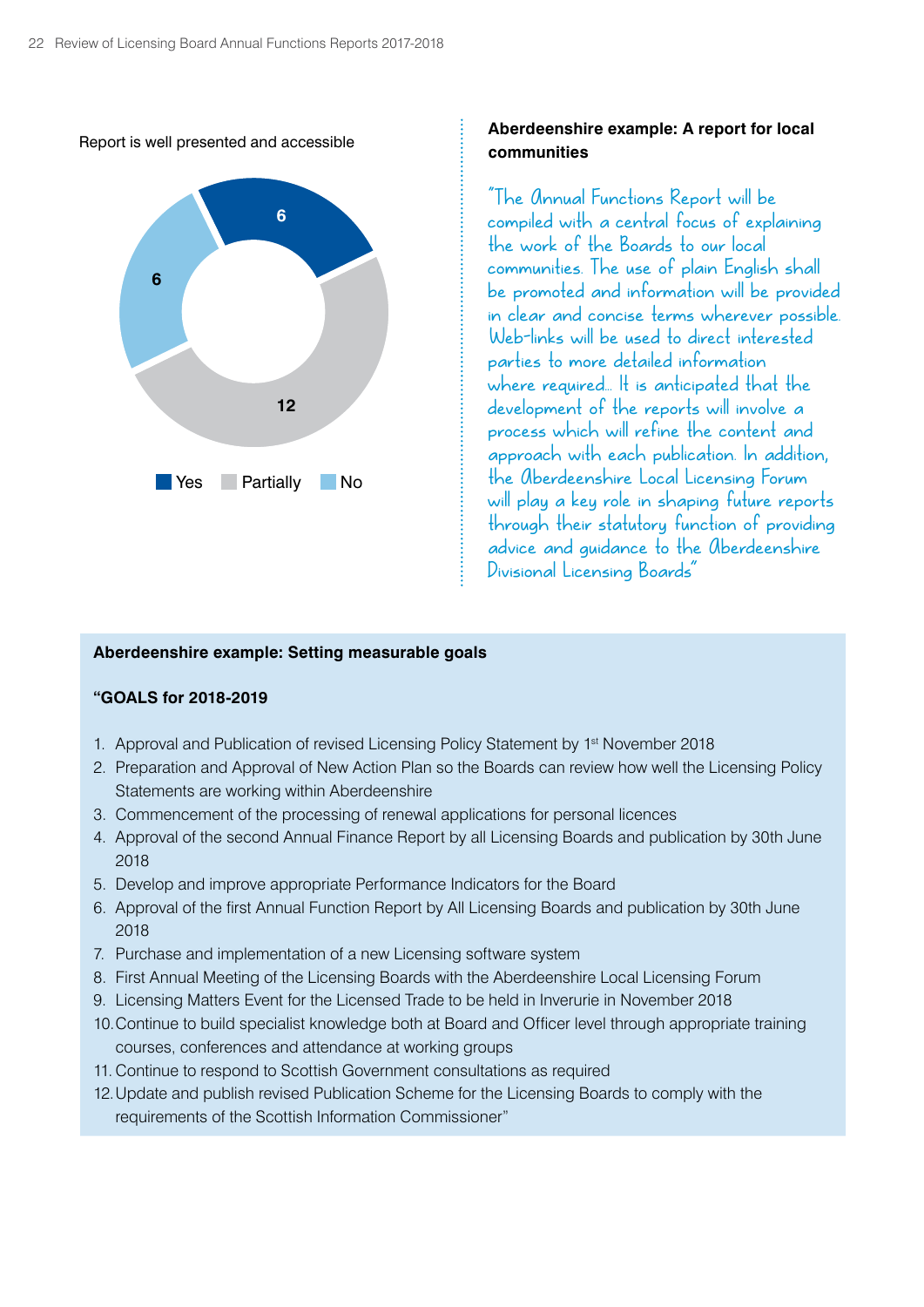Report is well presented and accessible

| Response | Count |
|---|---|
| Yes | 6 |
| Partially | 12 |
| No | 6 |

**Aberdeenshire example: A report for local communities**

"The Annual Functions Report will be compiled with a central focus of explaining the work of the Boards to our local communities. The use of plain English shall be promoted and information will be provided in clear and concise terms wherever possible. Web-links will be used to direct interested parties to more detailed information where required… It is anticipated that the development of the reports will involve a process which will refine the content and approach with each publication. In addition, the Aberdeenshire Local Licensing Forum will play a key role in shaping future reports through their statutory function of providing advice and guidance to the Aberdeenshire Divisional Licensing Boards"

**Aberdeenshire example: Setting measurable goals**

**"GOALS for 2018-2019**

1. Approval and Publication of revised Licensing Policy Statement by 1st November 2018
2. Preparation and Approval of New Action Plan so the Boards can review how well the Licensing Policy Statements are working within Aberdeenshire
3. Commencement of the processing of renewal applications for personal licences
4. Approval of the second Annual Finance Report by all Licensing Boards and publication by 30th June 2018
5. Develop and improve appropriate Performance Indicators for the Board
6. Approval of the first Annual Function Report by All Licensing Boards and publication by 30th June 2018
7. Purchase and implementation of a new Licensing software system
8. First Annual Meeting of the Licensing Boards with the Aberdeenshire Local Licensing Forum
9. Licensing Matters Event for the Licensed Trade to be held in Inverurie in November 2018
10. Continue to build specialist knowledge both at Board and Officer level through appropriate training courses, conferences and attendance at working groups
11. Continue to respond to Scottish Government consultations as required
12. Update and publish revised Publication Scheme for the Licensing Boards to comply with the requirements of the Scottish Information Commissioner"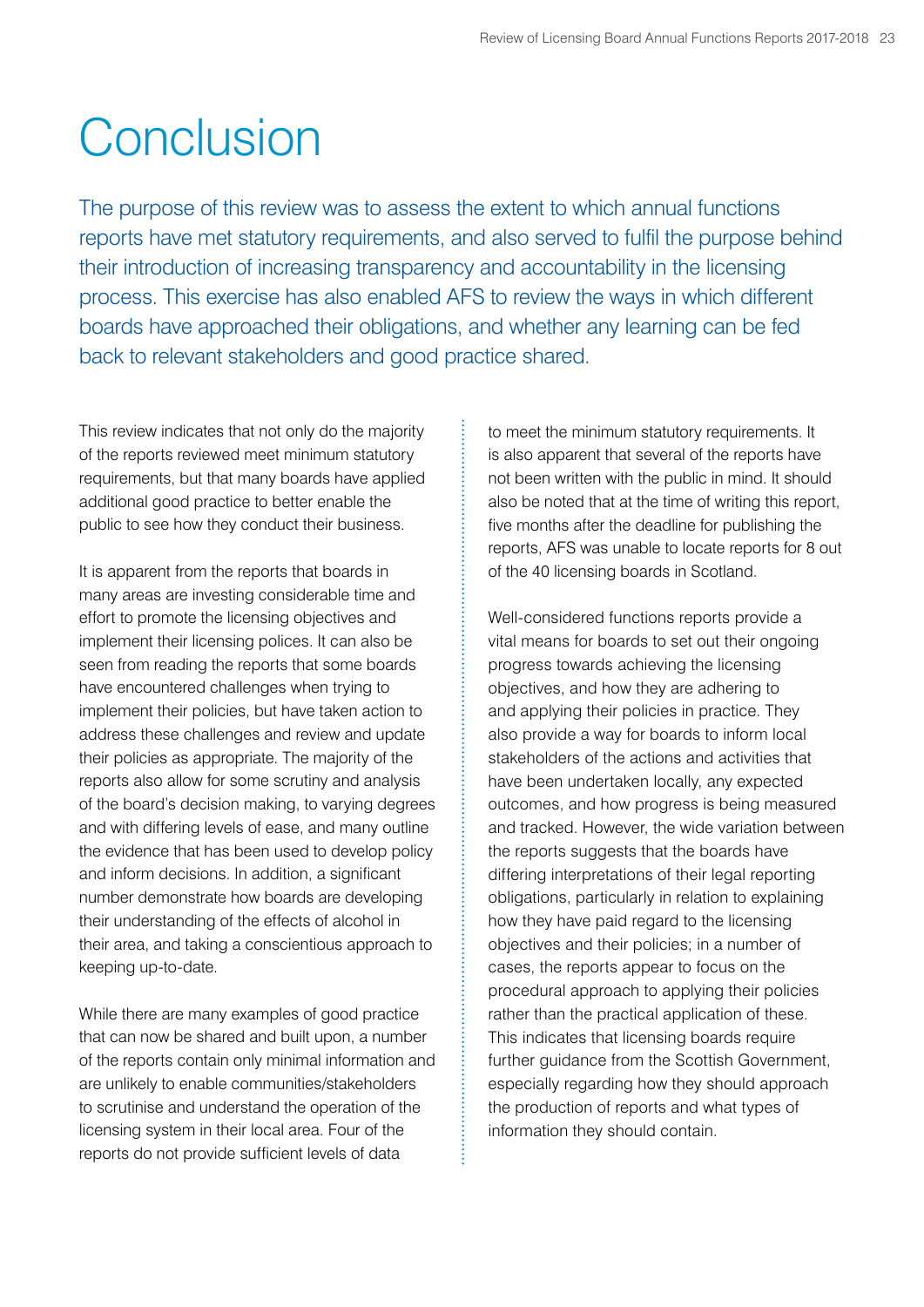# Conclusion

The purpose of this review was to assess the extent to which annual functions reports have met statutory requirements, and also served to fulfil the purpose behind their introduction of increasing transparency and accountability in the licensing process. This exercise has also enabled AFS to review the ways in which different boards have approached their obligations, and whether any learning can be fed back to relevant stakeholders and good practice shared.

This review indicates that not only do the majority of the reports reviewed meet minimum statutory requirements, but that many boards have applied additional good practice to better enable the public to see how they conduct their business.

It is apparent from the reports that boards in many areas are investing considerable time and effort to promote the licensing objectives and implement their licensing polices. It can also be seen from reading the reports that some boards have encountered challenges when trying to implement their policies, but have taken action to address these challenges and review and update their policies as appropriate. The majority of the reports also allow for some scrutiny and analysis of the board's decision making, to varying degrees and with differing levels of ease, and many outline the evidence that has been used to develop policy and inform decisions. In addition, a significant number demonstrate how boards are developing their understanding of the effects of alcohol in their area, and taking a conscientious approach to keeping up-to-date.

While there are many examples of good practice that can now be shared and built upon, a number of the reports contain only minimal information and are unlikely to enable communities/stakeholders to scrutinise and understand the operation of the licensing system in their local area. Four of the reports do not provide sufficient levels of data to meet the minimum statutory requirements. It is also apparent that several of the reports have not been written with the public in mind. It should also be noted that at the time of writing this report, five months after the deadline for publishing the reports, AFS was unable to locate reports for 8 out of the 40 licensing boards in Scotland.

Well-considered functions reports provide a vital means for boards to set out their ongoing progress towards achieving the licensing objectives, and how they are adhering to and applying their policies in practice. They also provide a way for boards to inform local stakeholders of the actions and activities that have been undertaken locally, any expected outcomes, and how progress is being measured and tracked. However, the wide variation between the reports suggests that the boards have differing interpretations of their legal reporting obligations, particularly in relation to explaining how they have paid regard to the licensing objectives and their policies; in a number of cases, the reports appear to focus on the procedural approach to applying their policies rather than the practical application of these. This indicates that licensing boards require further guidance from the Scottish Government, especially regarding how they should approach the production of reports and what types of information they should contain.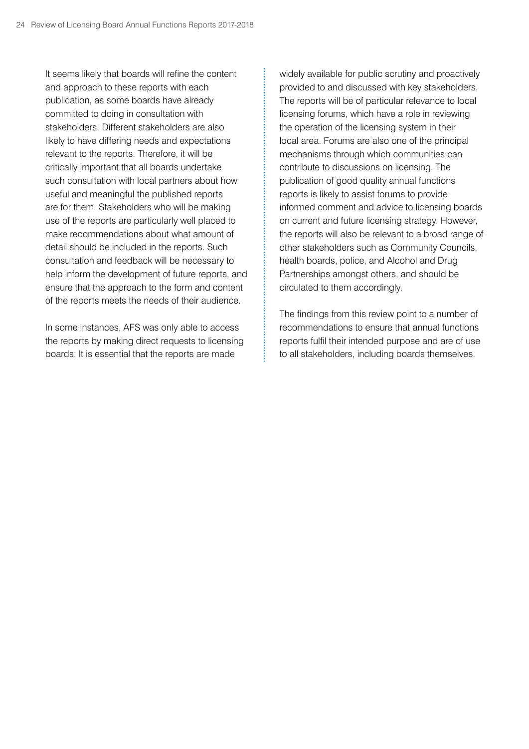It seems likely that boards will refine the content and approach to these reports with each publication, as some boards have already committed to doing in consultation with stakeholders. Different stakeholders are also likely to have differing needs and expectations relevant to the reports. Therefore, it will be critically important that all boards undertake such consultation with local partners about how useful and meaningful the published reports are for them. Stakeholders who will be making use of the reports are particularly well placed to make recommendations about what amount of detail should be included in the reports. Such consultation and feedback will be necessary to help inform the development of future reports, and ensure that the approach to the form and content of the reports meets the needs of their audience.

In some instances, AFS was only able to access the reports by making direct requests to licensing boards. It is essential that the reports are made widely available for public scrutiny and proactively provided to and discussed with key stakeholders. The reports will be of particular relevance to local licensing forums, which have a role in reviewing the operation of the licensing system in their local area. Forums are also one of the principal mechanisms through which communities can contribute to discussions on licensing. The publication of good quality annual functions reports is likely to assist forums to provide informed comment and advice to licensing boards on current and future licensing strategy. However, the reports will also be relevant to a broad range of other stakeholders such as Community Councils, health boards, police, and Alcohol and Drug Partnerships amongst others, and should be circulated to them accordingly.

The findings from this review point to a number of recommendations to ensure that annual functions reports fulfil their intended purpose and are of use to all stakeholders, including boards themselves.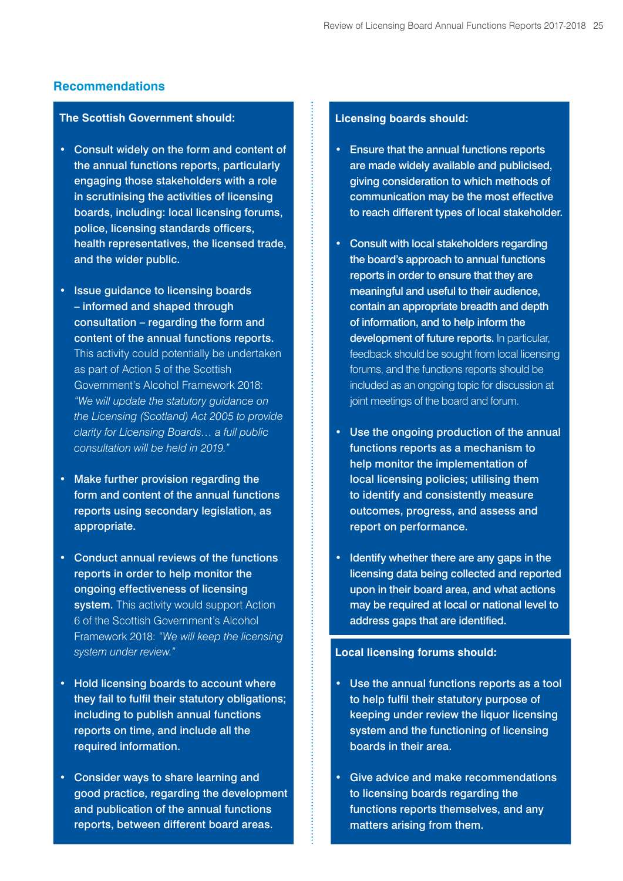## Recommendations

### The Scottish Government should:

- **Consult widely on the form and content of the annual functions reports, particularly engaging those stakeholders with a role in scrutinising the activities of licensing boards, including: local licensing forums, police, licensing standards officers, health representatives, the licensed trade, and the wider public.**

- **Issue guidance to licensing boards – informed and shaped through consultation – regarding the form and content of the annual functions reports.** This activity could potentially be undertaken as part of Action 5 of the Scottish Government's Alcohol Framework 2018: *"We will update the statutory guidance on the Licensing (Scotland) Act 2005 to provide clarity for Licensing Boards… a full public consultation will be held in 2019."*

- **Make further provision regarding the form and content of the annual functions reports using secondary legislation, as appropriate.**

- **Conduct annual reviews of the functions reports in order to help monitor the ongoing effectiveness of licensing system.** This activity would support Action 6 of the Scottish Government's Alcohol Framework 2018: *"We will keep the licensing system under review."*

- **Hold licensing boards to account where they fail to fulfil their statutory obligations; including to publish annual functions reports on time, and include all the required information.**

- **Consider ways to share learning and good practice, regarding the development and publication of the annual functions reports, between different board areas.**

### Licensing boards should:

- **Ensure that the annual functions reports are made widely available and publicised, giving consideration to which methods of communication may be the most effective to reach different types of local stakeholder.**

- **Consult with local stakeholders regarding the board's approach to annual functions reports in order to ensure that they are meaningful and useful to their audience, contain an appropriate breadth and depth of information, and to help inform the development of future reports.** In particular, feedback should be sought from local licensing forums, and the functions reports should be included as an ongoing topic for discussion at joint meetings of the board and forum.

- **Use the ongoing production of the annual functions reports as a mechanism to help monitor the implementation of local licensing policies; utilising them to identify and consistently measure outcomes, progress, and assess and report on performance.**

- **Identify whether there are any gaps in the licensing data being collected and reported upon in their board area, and what actions may be required at local or national level to address gaps that are identified.**

### Local licensing forums should:

- **Use the annual functions reports as a tool to help fulfil their statutory purpose of keeping under review the liquor licensing system and the functioning of licensing boards in their area.**

- **Give advice and make recommendations to licensing boards regarding the functions reports themselves, and any matters arising from them.**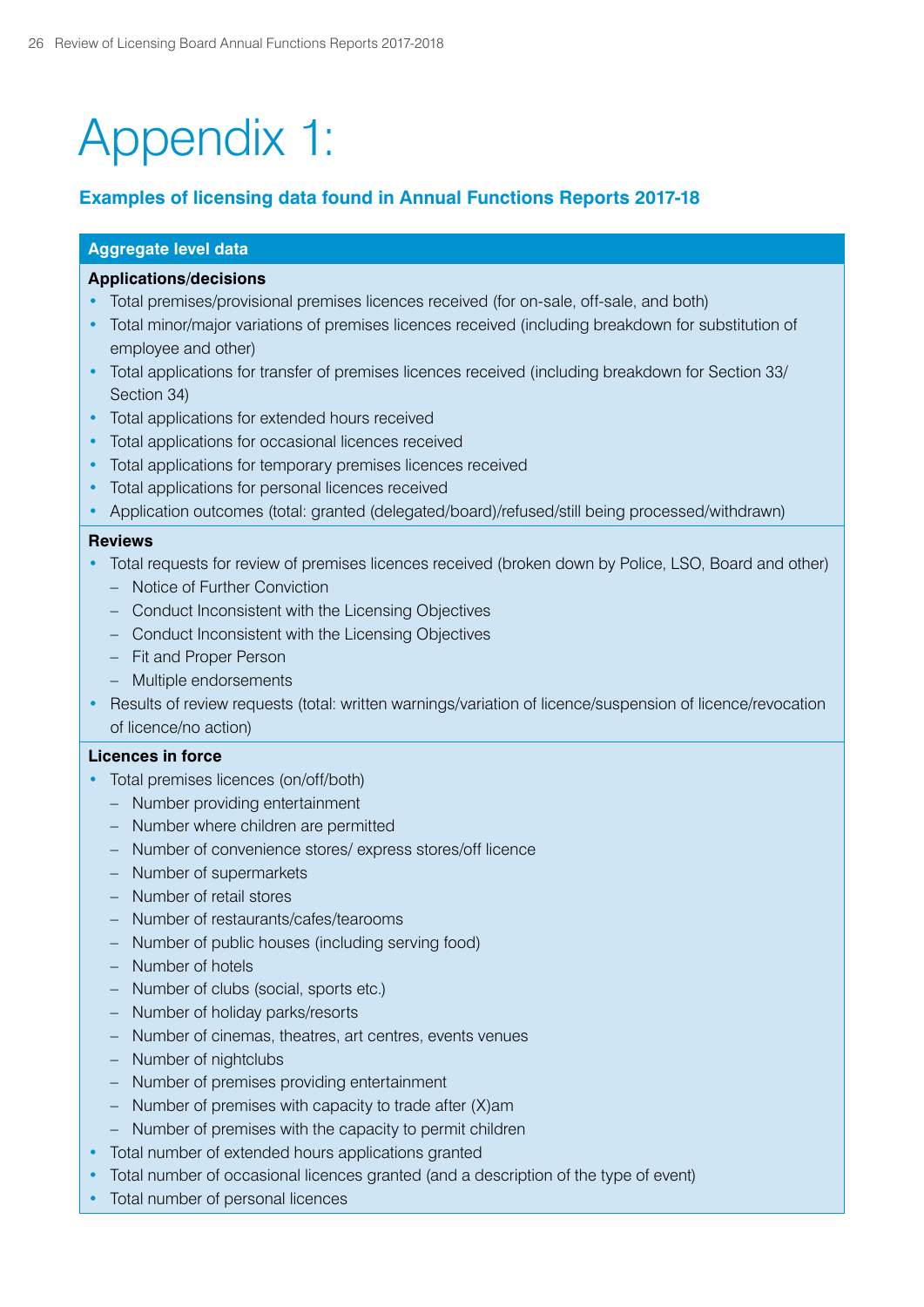# Appendix 1:

## Examples of licensing data found in Annual Functions Reports 2017-18

### Aggregate level data

**Applications/decisions**

- Total premises/provisional premises licences received (for on-sale, off-sale, and both)
- Total minor/major variations of premises licences received (including breakdown for substitution of employee and other)
- Total applications for transfer of premises licences received (including breakdown for Section 33/ Section 34)
- Total applications for extended hours received
- Total applications for occasional licences received
- Total applications for temporary premises licences received
- Total applications for personal licences received
- Application outcomes (total: granted (delegated/board)/refused/still being processed/withdrawn)

**Reviews**

- Total requests for review of premises licences received (broken down by Police, LSO, Board and other)
  - Notice of Further Conviction
  - Conduct Inconsistent with the Licensing Objectives
  - Conduct Inconsistent with the Licensing Objectives
  - Fit and Proper Person
  - Multiple endorsements
- Results of review requests (total: written warnings/variation of licence/suspension of licence/revocation of licence/no action)

**Licences in force**

- Total premises licences (on/off/both)
  - Number providing entertainment
  - Number where children are permitted
  - Number of convenience stores/ express stores/off licence
  - Number of supermarkets
  - Number of retail stores
  - Number of restaurants/cafes/tearooms
  - Number of public houses (including serving food)
  - Number of hotels
  - Number of clubs (social, sports etc.)
  - Number of holiday parks/resorts
  - Number of cinemas, theatres, art centres, events venues
  - Number of nightclubs
  - Number of premises providing entertainment
  - Number of premises with capacity to trade after (X)am
  - Number of premises with the capacity to permit children
- Total number of extended hours applications granted
- Total number of occasional licences granted (and a description of the type of event)
- Total number of personal licences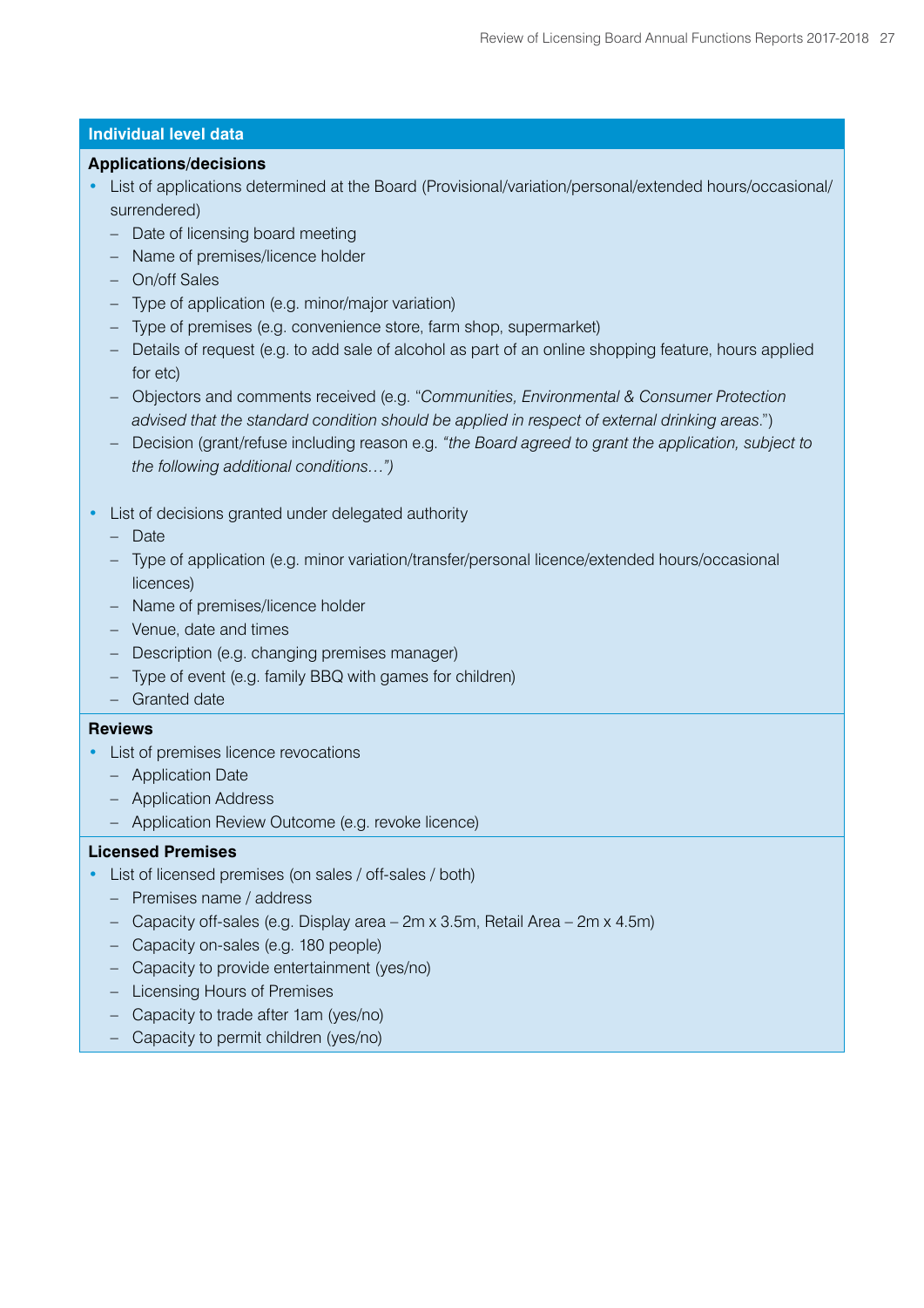## Individual level data

**Applications/decisions**

- List of applications determined at the Board (Provisional/variation/personal/extended hours/occasional/surrendered)
  - Date of licensing board meeting
  - Name of premises/licence holder
  - On/off Sales
  - Type of application (e.g. minor/major variation)
  - Type of premises (e.g. convenience store, farm shop, supermarket)
  - Details of request (e.g. to add sale of alcohol as part of an online shopping feature, hours applied for etc)
  - Objectors and comments received (e.g. "*Communities, Environmental & Consumer Protection advised that the standard condition should be applied in respect of external drinking areas.*")
  - Decision (grant/refuse including reason e.g. *"the Board agreed to grant the application, subject to the following additional conditions…")*

- List of decisions granted under delegated authority
  - Date
  - Type of application (e.g. minor variation/transfer/personal licence/extended hours/occasional licences)
  - Name of premises/licence holder
  - Venue, date and times
  - Description (e.g. changing premises manager)
  - Type of event (e.g. family BBQ with games for children)
  - Granted date

**Reviews**

- List of premises licence revocations
  - Application Date
  - Application Address
  - Application Review Outcome (e.g. revoke licence)

**Licensed Premises**

- List of licensed premises (on sales / off-sales / both)
  - Premises name / address
  - Capacity off-sales (e.g. Display area – 2m x 3.5m, Retail Area – 2m x 4.5m)
  - Capacity on-sales (e.g. 180 people)
  - Capacity to provide entertainment (yes/no)
  - Licensing Hours of Premises
  - Capacity to trade after 1am (yes/no)
  - Capacity to permit children (yes/no)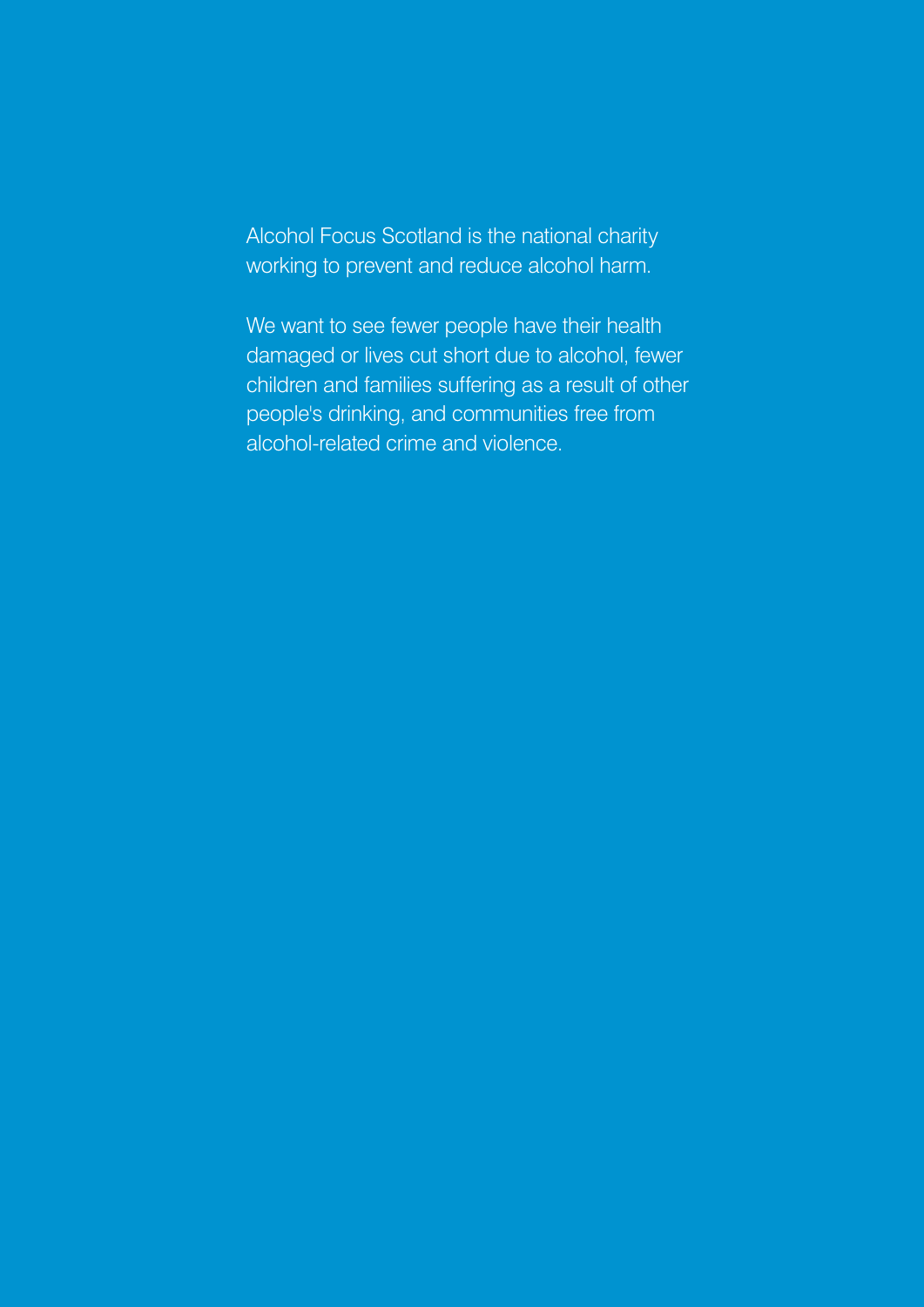Alcohol Focus Scotland is the national charity working to prevent and reduce alcohol harm.

We want to see fewer people have their health damaged or lives cut short due to alcohol, fewer children and families suffering as a result of other people's drinking, and communities free from alcohol-related crime and violence.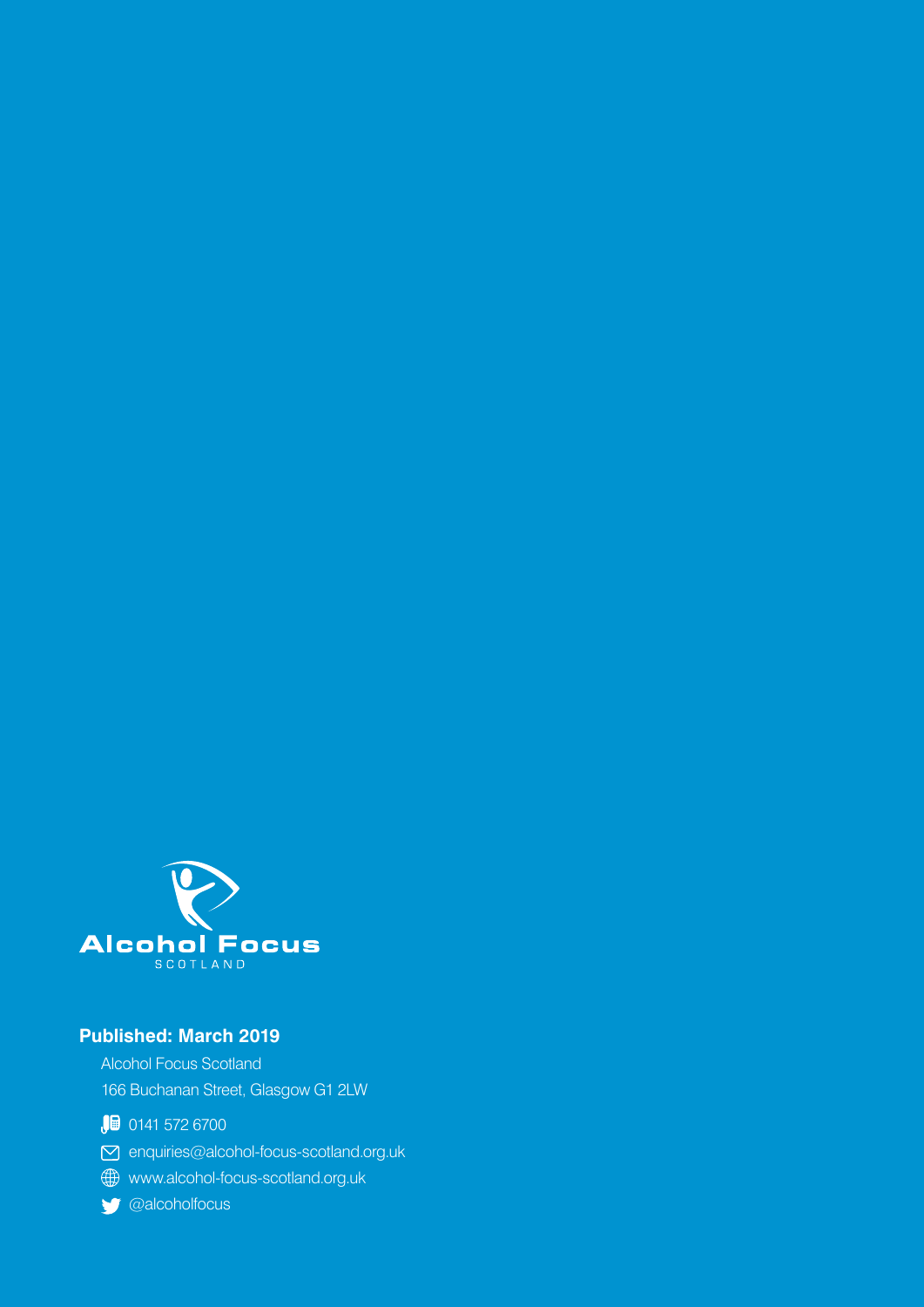Alcohol Focus
SCOTLAND

**Published: March 2019**

Alcohol Focus Scotland
166 Buchanan Street, Glasgow G1 2LW

0141 572 6700

enquiries@alcohol-focus-scotland.org.uk

www.alcohol-focus-scotland.org.uk

@alcoholfocus